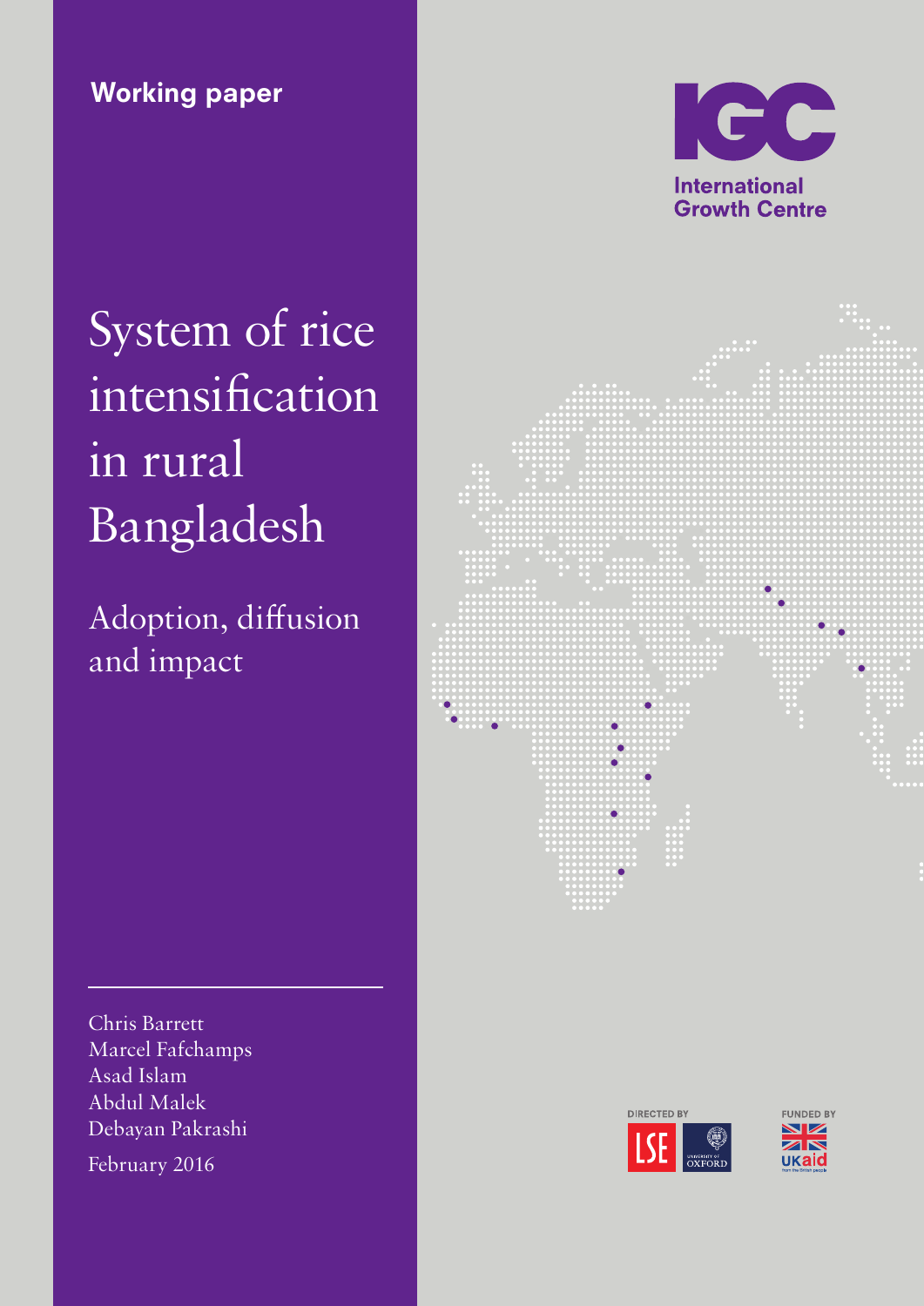Working paper

# System of rice intensification in rural Bangladesh

## Adoption, diffusion and impact

Chris Barrett
Marcel Fafchamps
Asad Islam
Abdul Malek
Debayan Pakrashi

February 2016

International Growth Centre

DIRECTED BY

FUNDED BY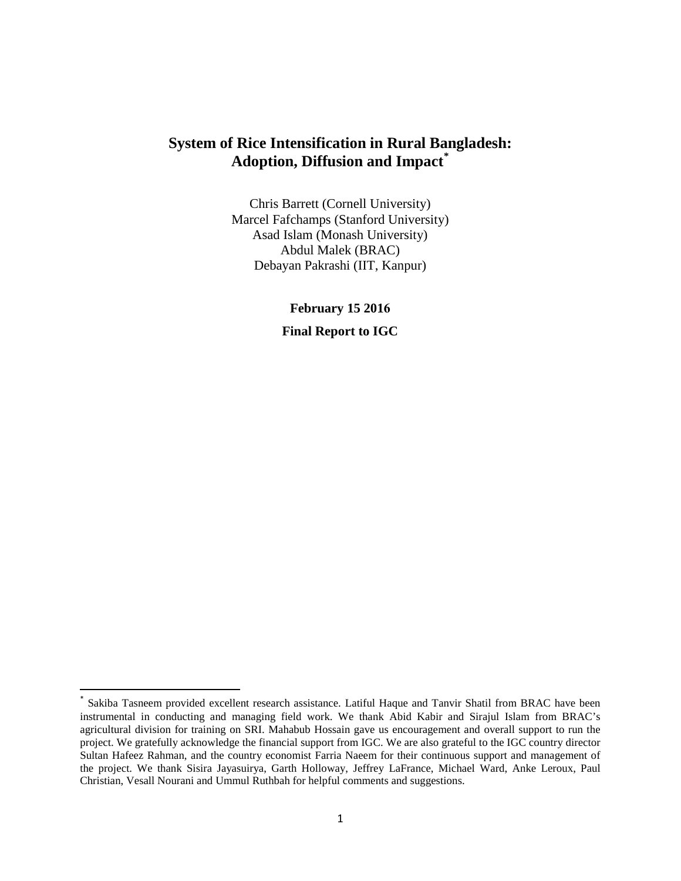# System of Rice Intensification in Rural Bangladesh: Adoption, Diffusion and Impact[*]

Chris Barrett (Cornell University)
Marcel Fafchamps (Stanford University)
Asad Islam (Monash University)
Abdul Malek (BRAC)
Debayan Pakrashi (IIT, Kanpur)

**February 15 2016**

**Final Report to IGC**

---

[*] Sakiba Tasneem provided excellent research assistance. Latiful Haque and Tanvir Shatil from BRAC have been instrumental in conducting and managing field work. We thank Abid Kabir and Sirajul Islam from BRAC's agricultural division for training on SRI. Mahabub Hossain gave us encouragement and overall support to run the project. We gratefully acknowledge the financial support from IGC. We are also grateful to the IGC country director Sultan Hafeez Rahman, and the country economist Farria Naeem for their continuous support and management of the project. We thank Sisira Jayasuirya, Garth Holloway, Jeffrey LaFrance, Michael Ward, Anke Leroux, Paul Christian, Vesall Nourani and Ummul Ruthbah for helpful comments and suggestions.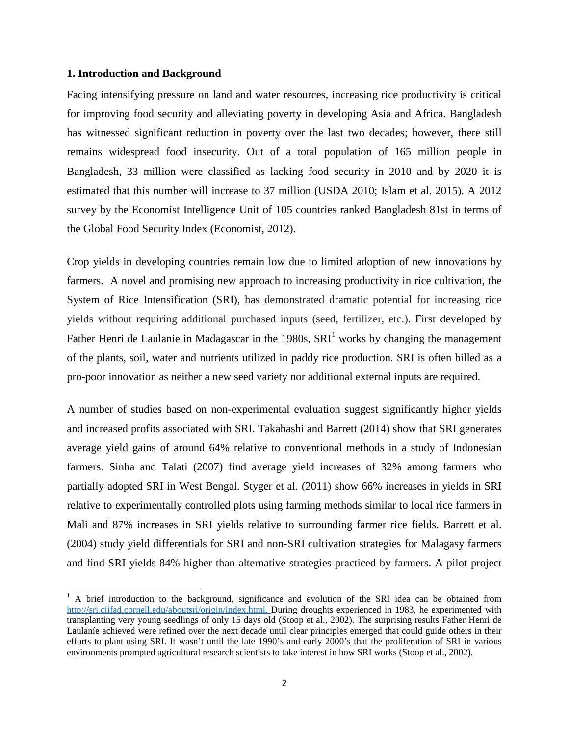## 1. Introduction and Background

Facing intensifying pressure on land and water resources, increasing rice productivity is critical for improving food security and alleviating poverty in developing Asia and Africa. Bangladesh has witnessed significant reduction in poverty over the last two decades; however, there still remains widespread food insecurity. Out of a total population of 165 million people in Bangladesh, 33 million were classified as lacking food security in 2010 and by 2020 it is estimated that this number will increase to 37 million (USDA 2010; Islam et al. 2015). A 2012 survey by the Economist Intelligence Unit of 105 countries ranked Bangladesh 81st in terms of the Global Food Security Index (Economist, 2012).

Crop yields in developing countries remain low due to limited adoption of new innovations by farmers. A novel and promising new approach to increasing productivity in rice cultivation, the System of Rice Intensification (SRI), has demonstrated dramatic potential for increasing rice yields without requiring additional purchased inputs (seed, fertilizer, etc.). First developed by Father Henri de Laulanie in Madagascar in the 1980s, SRI[1] works by changing the management of the plants, soil, water and nutrients utilized in paddy rice production. SRI is often billed as a pro-poor innovation as neither a new seed variety nor additional external inputs are required.

A number of studies based on non-experimental evaluation suggest significantly higher yields and increased profits associated with SRI. Takahashi and Barrett (2014) show that SRI generates average yield gains of around 64% relative to conventional methods in a study of Indonesian farmers. Sinha and Talati (2007) find average yield increases of 32% among farmers who partially adopted SRI in West Bengal. Styger et al. (2011) show 66% increases in yields in SRI relative to experimentally controlled plots using farming methods similar to local rice farmers in Mali and 87% increases in SRI yields relative to surrounding farmer rice fields. Barrett et al. (2004) study yield differentials for SRI and non-SRI cultivation strategies for Malagasy farmers and find SRI yields 84% higher than alternative strategies practiced by farmers. A pilot project

---

[1] A brief introduction to the background, significance and evolution of the SRI idea can be obtained from http://sri.ciifad.cornell.edu/aboutsri/origin/index.html. During droughts experienced in 1983, he experimented with transplanting very young seedlings of only 15 days old (Stoop et al., 2002). The surprising results Father Henri de Laulanie achieved were refined over the next decade until clear principles emerged that could guide others in their efforts to plant using SRI. It wasn't until the late 1990's and early 2000's that the proliferation of SRI in various environments prompted agricultural research scientists to take interest in how SRI works (Stoop et al., 2002).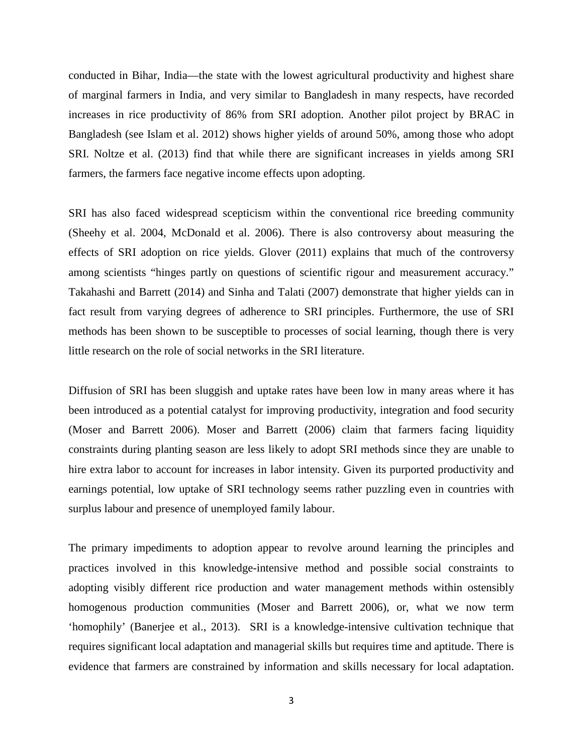conducted in Bihar, India—the state with the lowest agricultural productivity and highest share of marginal farmers in India, and very similar to Bangladesh in many respects, have recorded increases in rice productivity of 86% from SRI adoption. Another pilot project by BRAC in Bangladesh (see Islam et al. 2012) shows higher yields of around 50%, among those who adopt SRI. Noltze et al. (2013) find that while there are significant increases in yields among SRI farmers, the farmers face negative income effects upon adopting.

SRI has also faced widespread scepticism within the conventional rice breeding community (Sheehy et al. 2004, McDonald et al. 2006). There is also controversy about measuring the effects of SRI adoption on rice yields. Glover (2011) explains that much of the controversy among scientists "hinges partly on questions of scientific rigour and measurement accuracy." Takahashi and Barrett (2014) and Sinha and Talati (2007) demonstrate that higher yields can in fact result from varying degrees of adherence to SRI principles. Furthermore, the use of SRI methods has been shown to be susceptible to processes of social learning, though there is very little research on the role of social networks in the SRI literature.

Diffusion of SRI has been sluggish and uptake rates have been low in many areas where it has been introduced as a potential catalyst for improving productivity, integration and food security (Moser and Barrett 2006). Moser and Barrett (2006) claim that farmers facing liquidity constraints during planting season are less likely to adopt SRI methods since they are unable to hire extra labor to account for increases in labor intensity. Given its purported productivity and earnings potential, low uptake of SRI technology seems rather puzzling even in countries with surplus labour and presence of unemployed family labour.

The primary impediments to adoption appear to revolve around learning the principles and practices involved in this knowledge-intensive method and possible social constraints to adopting visibly different rice production and water management methods within ostensibly homogenous production communities (Moser and Barrett 2006), or, what we now term 'homophily' (Banerjee et al., 2013). SRI is a knowledge-intensive cultivation technique that requires significant local adaptation and managerial skills but requires time and aptitude. There is evidence that farmers are constrained by information and skills necessary for local adaptation.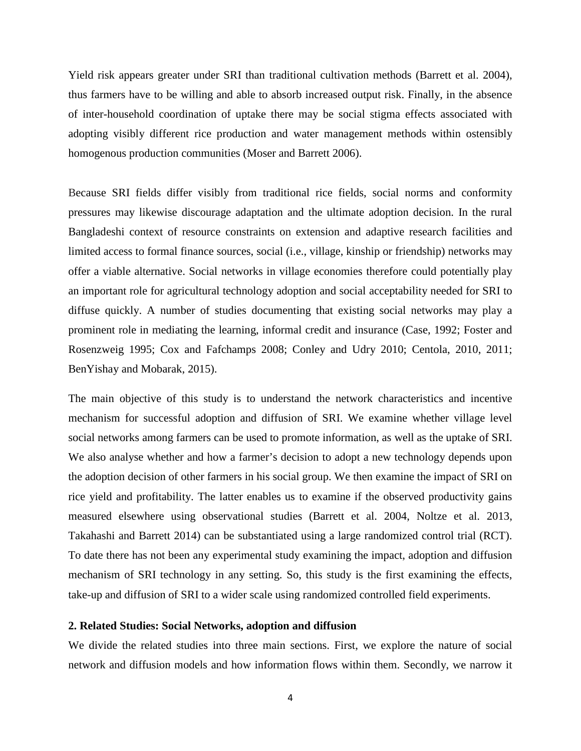Yield risk appears greater under SRI than traditional cultivation methods (Barrett et al. 2004), thus farmers have to be willing and able to absorb increased output risk. Finally, in the absence of inter-household coordination of uptake there may be social stigma effects associated with adopting visibly different rice production and water management methods within ostensibly homogenous production communities (Moser and Barrett 2006).

Because SRI fields differ visibly from traditional rice fields, social norms and conformity pressures may likewise discourage adaptation and the ultimate adoption decision. In the rural Bangladeshi context of resource constraints on extension and adaptive research facilities and limited access to formal finance sources, social (i.e., village, kinship or friendship) networks may offer a viable alternative. Social networks in village economies therefore could potentially play an important role for agricultural technology adoption and social acceptability needed for SRI to diffuse quickly. A number of studies documenting that existing social networks may play a prominent role in mediating the learning, informal credit and insurance (Case, 1992; Foster and Rosenzweig 1995; Cox and Fafchamps 2008; Conley and Udry 2010; Centola, 2010, 2011; BenYishay and Mobarak, 2015).

The main objective of this study is to understand the network characteristics and incentive mechanism for successful adoption and diffusion of SRI. We examine whether village level social networks among farmers can be used to promote information, as well as the uptake of SRI. We also analyse whether and how a farmer's decision to adopt a new technology depends upon the adoption decision of other farmers in his social group. We then examine the impact of SRI on rice yield and profitability. The latter enables us to examine if the observed productivity gains measured elsewhere using observational studies (Barrett et al. 2004, Noltze et al. 2013, Takahashi and Barrett 2014) can be substantiated using a large randomized control trial (RCT). To date there has not been any experimental study examining the impact, adoption and diffusion mechanism of SRI technology in any setting. So, this study is the first examining the effects, take-up and diffusion of SRI to a wider scale using randomized controlled field experiments.

## 2. Related Studies: Social Networks, adoption and diffusion

We divide the related studies into three main sections. First, we explore the nature of social network and diffusion models and how information flows within them. Secondly, we narrow it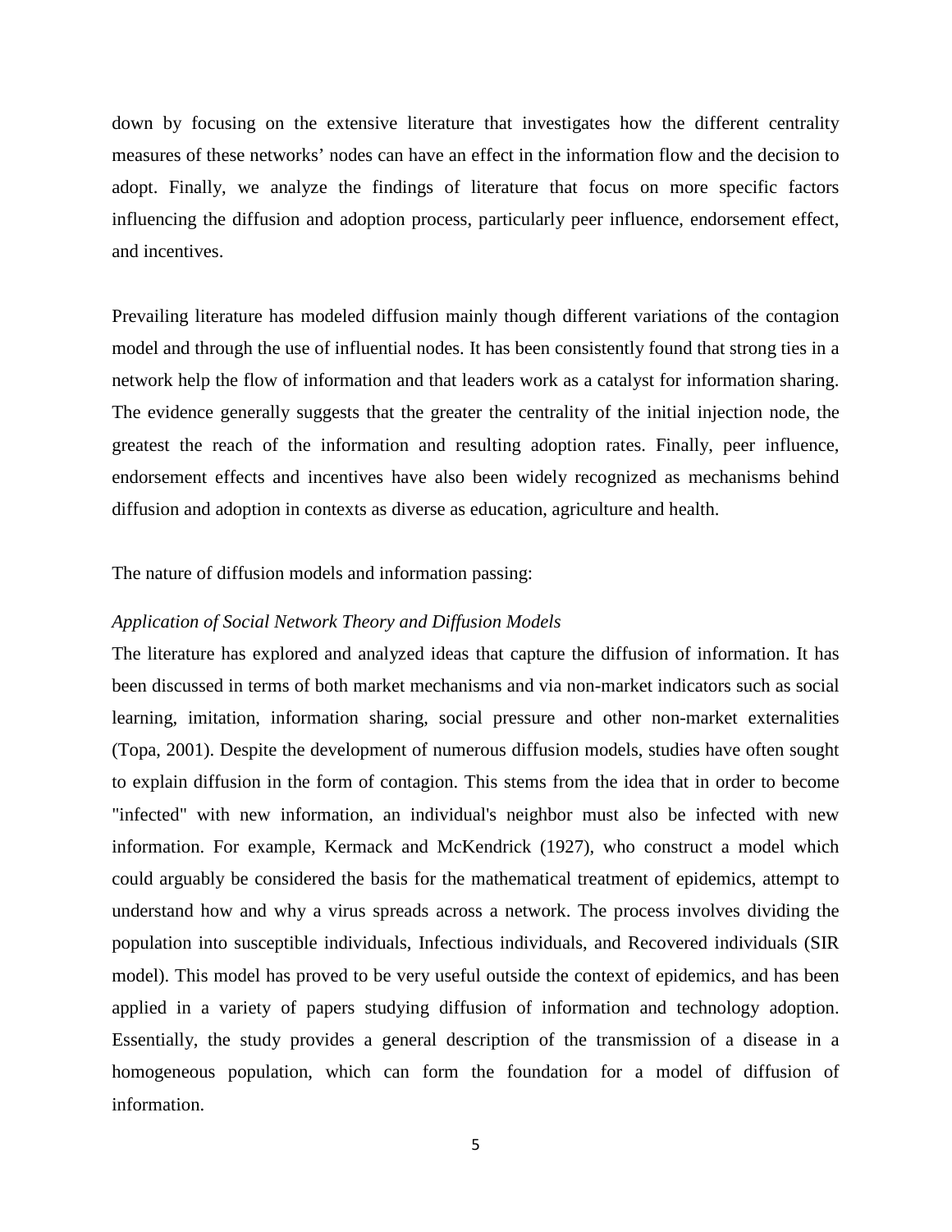down by focusing on the extensive literature that investigates how the different centrality measures of these networks' nodes can have an effect in the information flow and the decision to adopt. Finally, we analyze the findings of literature that focus on more specific factors influencing the diffusion and adoption process, particularly peer influence, endorsement effect, and incentives.

Prevailing literature has modeled diffusion mainly though different variations of the contagion model and through the use of influential nodes. It has been consistently found that strong ties in a network help the flow of information and that leaders work as a catalyst for information sharing. The evidence generally suggests that the greater the centrality of the initial injection node, the greatest the reach of the information and resulting adoption rates. Finally, peer influence, endorsement effects and incentives have also been widely recognized as mechanisms behind diffusion and adoption in contexts as diverse as education, agriculture and health.

The nature of diffusion models and information passing:

*Application of Social Network Theory and Diffusion Models*

The literature has explored and analyzed ideas that capture the diffusion of information. It has been discussed in terms of both market mechanisms and via non-market indicators such as social learning, imitation, information sharing, social pressure and other non-market externalities (Topa, 2001). Despite the development of numerous diffusion models, studies have often sought to explain diffusion in the form of contagion. This stems from the idea that in order to become "infected" with new information, an individual's neighbor must also be infected with new information. For example, Kermack and McKendrick (1927), who construct a model which could arguably be considered the basis for the mathematical treatment of epidemics, attempt to understand how and why a virus spreads across a network. The process involves dividing the population into susceptible individuals, Infectious individuals, and Recovered individuals (SIR model). This model has proved to be very useful outside the context of epidemics, and has been applied in a variety of papers studying diffusion of information and technology adoption. Essentially, the study provides a general description of the transmission of a disease in a homogeneous population, which can form the foundation for a model of diffusion of information.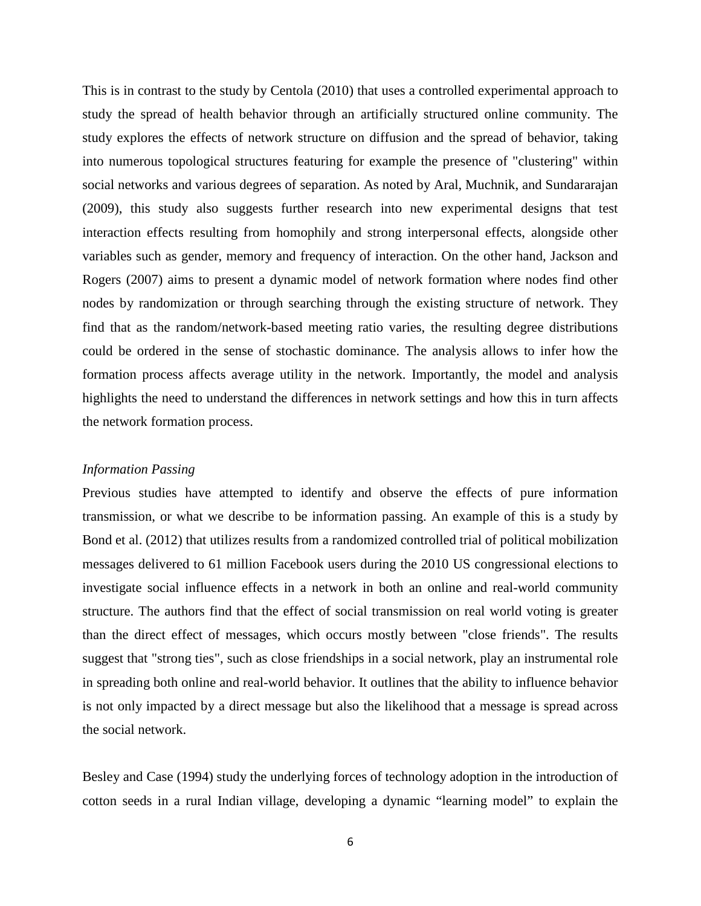This is in contrast to the study by Centola (2010) that uses a controlled experimental approach to study the spread of health behavior through an artificially structured online community. The study explores the effects of network structure on diffusion and the spread of behavior, taking into numerous topological structures featuring for example the presence of "clustering" within social networks and various degrees of separation. As noted by Aral, Muchnik, and Sundararajan (2009), this study also suggests further research into new experimental designs that test interaction effects resulting from homophily and strong interpersonal effects, alongside other variables such as gender, memory and frequency of interaction. On the other hand, Jackson and Rogers (2007) aims to present a dynamic model of network formation where nodes find other nodes by randomization or through searching through the existing structure of network. They find that as the random/network-based meeting ratio varies, the resulting degree distributions could be ordered in the sense of stochastic dominance. The analysis allows to infer how the formation process affects average utility in the network. Importantly, the model and analysis highlights the need to understand the differences in network settings and how this in turn affects the network formation process.

*Information Passing*

Previous studies have attempted to identify and observe the effects of pure information transmission, or what we describe to be information passing. An example of this is a study by Bond et al. (2012) that utilizes results from a randomized controlled trial of political mobilization messages delivered to 61 million Facebook users during the 2010 US congressional elections to investigate social influence effects in a network in both an online and real-world community structure. The authors find that the effect of social transmission on real world voting is greater than the direct effect of messages, which occurs mostly between "close friends". The results suggest that "strong ties", such as close friendships in a social network, play an instrumental role in spreading both online and real-world behavior. It outlines that the ability to influence behavior is not only impacted by a direct message but also the likelihood that a message is spread across the social network.

Besley and Case (1994) study the underlying forces of technology adoption in the introduction of cotton seeds in a rural Indian village, developing a dynamic "learning model" to explain the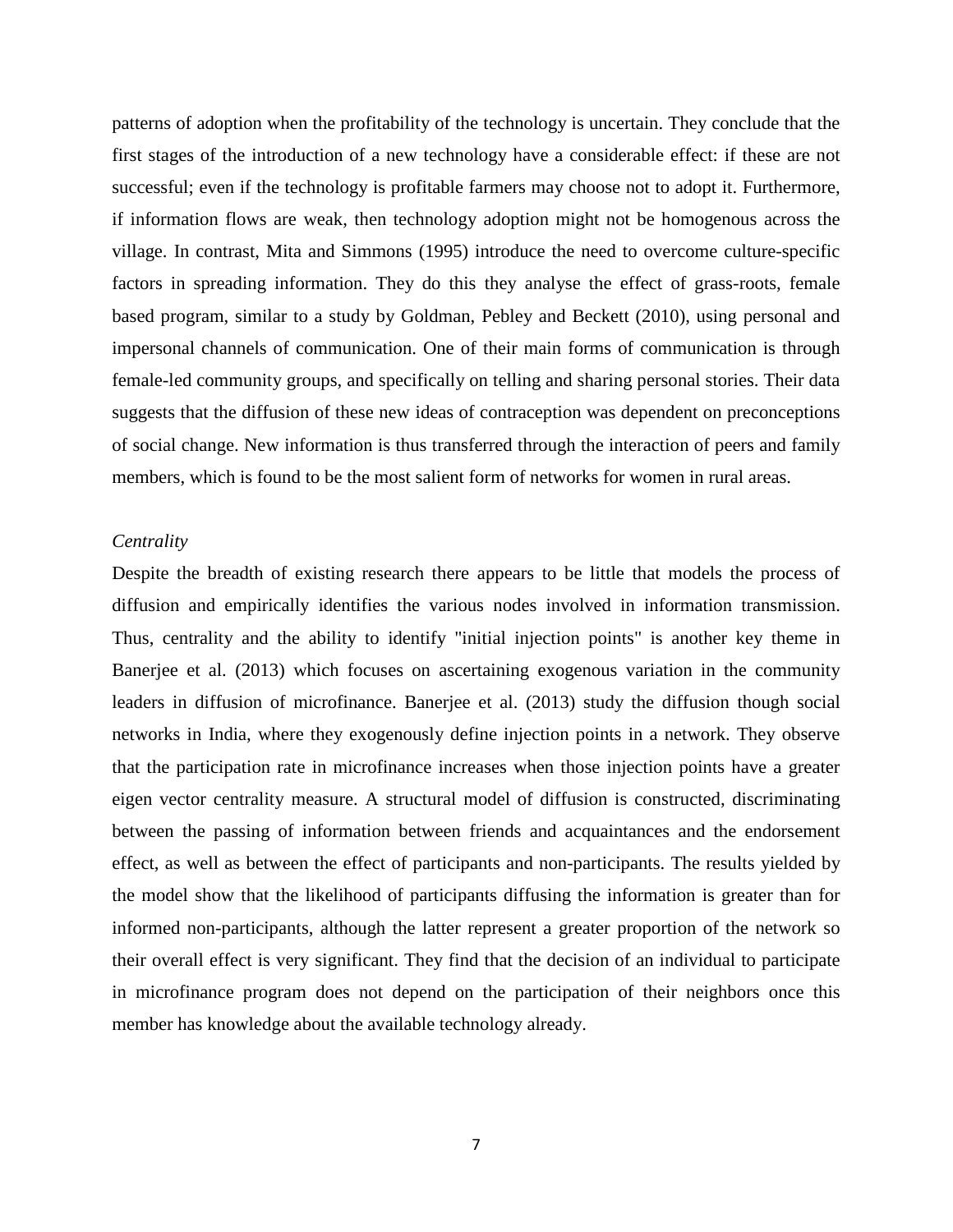patterns of adoption when the profitability of the technology is uncertain. They conclude that the first stages of the introduction of a new technology have a considerable effect: if these are not successful; even if the technology is profitable farmers may choose not to adopt it. Furthermore, if information flows are weak, then technology adoption might not be homogenous across the village. In contrast, Mita and Simmons (1995) introduce the need to overcome culture-specific factors in spreading information. They do this they analyse the effect of grass-roots, female based program, similar to a study by Goldman, Pebley and Beckett (2010), using personal and impersonal channels of communication. One of their main forms of communication is through female-led community groups, and specifically on telling and sharing personal stories. Their data suggests that the diffusion of these new ideas of contraception was dependent on preconceptions of social change. New information is thus transferred through the interaction of peers and family members, which is found to be the most salient form of networks for women in rural areas.

*Centrality*

Despite the breadth of existing research there appears to be little that models the process of diffusion and empirically identifies the various nodes involved in information transmission. Thus, centrality and the ability to identify "initial injection points" is another key theme in Banerjee et al. (2013) which focuses on ascertaining exogenous variation in the community leaders in diffusion of microfinance. Banerjee et al. (2013) study the diffusion though social networks in India, where they exogenously define injection points in a network. They observe that the participation rate in microfinance increases when those injection points have a greater eigen vector centrality measure. A structural model of diffusion is constructed, discriminating between the passing of information between friends and acquaintances and the endorsement effect, as well as between the effect of participants and non-participants. The results yielded by the model show that the likelihood of participants diffusing the information is greater than for informed non-participants, although the latter represent a greater proportion of the network so their overall effect is very significant. They find that the decision of an individual to participate in microfinance program does not depend on the participation of their neighbors once this member has knowledge about the available technology already.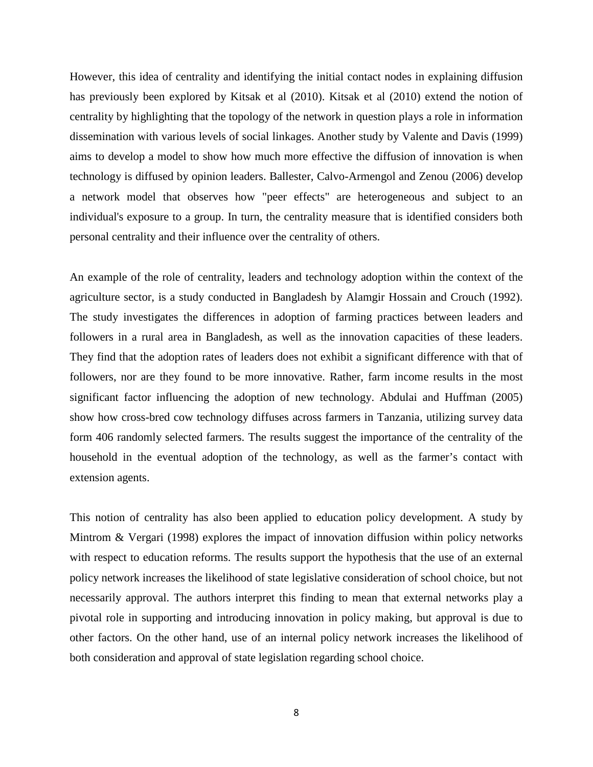However, this idea of centrality and identifying the initial contact nodes in explaining diffusion has previously been explored by Kitsak et al (2010). Kitsak et al (2010) extend the notion of centrality by highlighting that the topology of the network in question plays a role in information dissemination with various levels of social linkages. Another study by Valente and Davis (1999) aims to develop a model to show how much more effective the diffusion of innovation is when technology is diffused by opinion leaders. Ballester, Calvo-Armengol and Zenou (2006) develop a network model that observes how "peer effects" are heterogeneous and subject to an individual's exposure to a group. In turn, the centrality measure that is identified considers both personal centrality and their influence over the centrality of others.

An example of the role of centrality, leaders and technology adoption within the context of the agriculture sector, is a study conducted in Bangladesh by Alamgir Hossain and Crouch (1992). The study investigates the differences in adoption of farming practices between leaders and followers in a rural area in Bangladesh, as well as the innovation capacities of these leaders. They find that the adoption rates of leaders does not exhibit a significant difference with that of followers, nor are they found to be more innovative. Rather, farm income results in the most significant factor influencing the adoption of new technology. Abdulai and Huffman (2005) show how cross-bred cow technology diffuses across farmers in Tanzania, utilizing survey data form 406 randomly selected farmers. The results suggest the importance of the centrality of the household in the eventual adoption of the technology, as well as the farmer's contact with extension agents.

This notion of centrality has also been applied to education policy development. A study by Mintrom & Vergari (1998) explores the impact of innovation diffusion within policy networks with respect to education reforms. The results support the hypothesis that the use of an external policy network increases the likelihood of state legislative consideration of school choice, but not necessarily approval. The authors interpret this finding to mean that external networks play a pivotal role in supporting and introducing innovation in policy making, but approval is due to other factors. On the other hand, use of an internal policy network increases the likelihood of both consideration and approval of state legislation regarding school choice.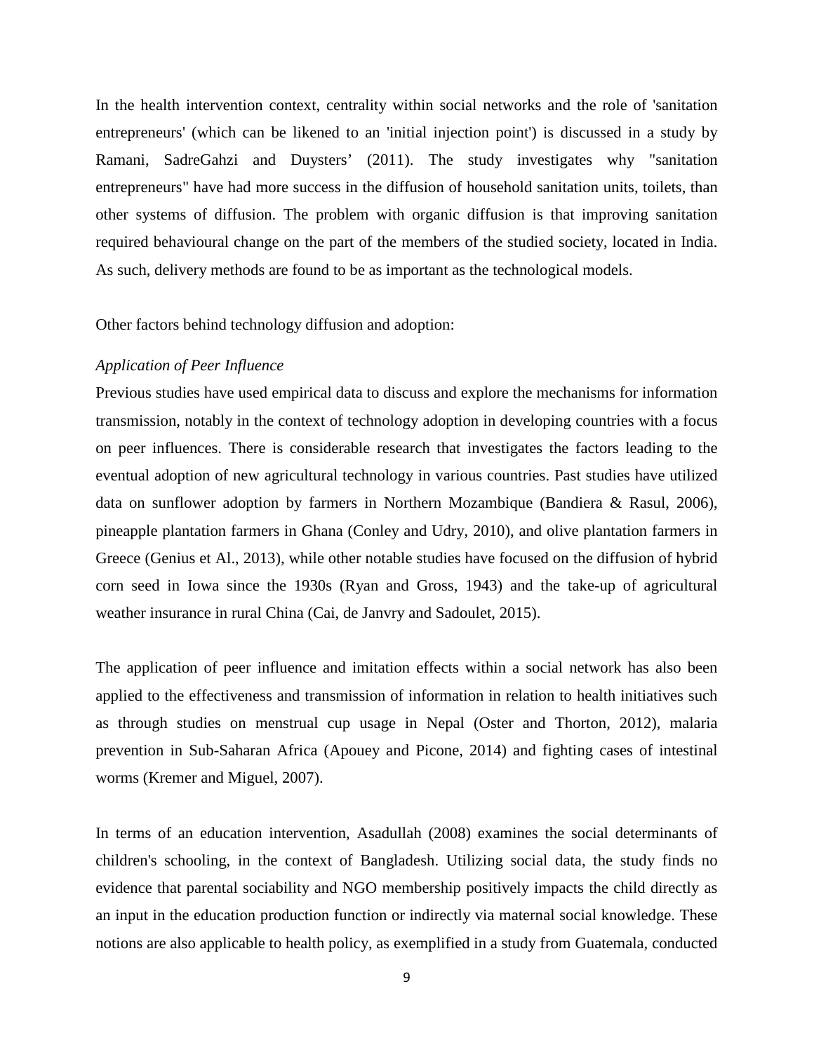In the health intervention context, centrality within social networks and the role of 'sanitation entrepreneurs' (which can be likened to an 'initial injection point') is discussed in a study by Ramani, SadreGahzi and Duysters' (2011). The study investigates why "sanitation entrepreneurs" have had more success in the diffusion of household sanitation units, toilets, than other systems of diffusion. The problem with organic diffusion is that improving sanitation required behavioural change on the part of the members of the studied society, located in India. As such, delivery methods are found to be as important as the technological models.

Other factors behind technology diffusion and adoption:

*Application of Peer Influence*

Previous studies have used empirical data to discuss and explore the mechanisms for information transmission, notably in the context of technology adoption in developing countries with a focus on peer influences. There is considerable research that investigates the factors leading to the eventual adoption of new agricultural technology in various countries. Past studies have utilized data on sunflower adoption by farmers in Northern Mozambique (Bandiera & Rasul, 2006), pineapple plantation farmers in Ghana (Conley and Udry, 2010), and olive plantation farmers in Greece (Genius et Al., 2013), while other notable studies have focused on the diffusion of hybrid corn seed in Iowa since the 1930s (Ryan and Gross, 1943) and the take-up of agricultural weather insurance in rural China (Cai, de Janvry and Sadoulet, 2015).

The application of peer influence and imitation effects within a social network has also been applied to the effectiveness and transmission of information in relation to health initiatives such as through studies on menstrual cup usage in Nepal (Oster and Thorton, 2012), malaria prevention in Sub-Saharan Africa (Apouey and Picone, 2014) and fighting cases of intestinal worms (Kremer and Miguel, 2007).

In terms of an education intervention, Asadullah (2008) examines the social determinants of children's schooling, in the context of Bangladesh. Utilizing social data, the study finds no evidence that parental sociability and NGO membership positively impacts the child directly as an input in the education production function or indirectly via maternal social knowledge. These notions are also applicable to health policy, as exemplified in a study from Guatemala, conducted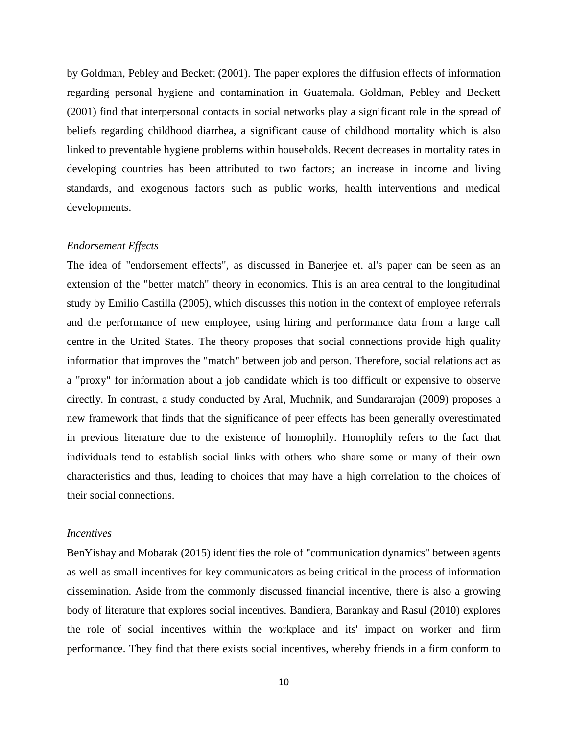by Goldman, Pebley and Beckett (2001). The paper explores the diffusion effects of information regarding personal hygiene and contamination in Guatemala. Goldman, Pebley and Beckett (2001) find that interpersonal contacts in social networks play a significant role in the spread of beliefs regarding childhood diarrhea, a significant cause of childhood mortality which is also linked to preventable hygiene problems within households. Recent decreases in mortality rates in developing countries has been attributed to two factors; an increase in income and living standards, and exogenous factors such as public works, health interventions and medical developments.

*Endorsement Effects*

The idea of "endorsement effects", as discussed in Banerjee et. al's paper can be seen as an extension of the "better match" theory in economics. This is an area central to the longitudinal study by Emilio Castilla (2005), which discusses this notion in the context of employee referrals and the performance of new employee, using hiring and performance data from a large call centre in the United States. The theory proposes that social connections provide high quality information that improves the "match" between job and person. Therefore, social relations act as a "proxy" for information about a job candidate which is too difficult or expensive to observe directly. In contrast, a study conducted by Aral, Muchnik, and Sundararajan (2009) proposes a new framework that finds that the significance of peer effects has been generally overestimated in previous literature due to the existence of homophily. Homophily refers to the fact that individuals tend to establish social links with others who share some or many of their own characteristics and thus, leading to choices that may have a high correlation to the choices of their social connections.

*Incentives*

BenYishay and Mobarak (2015) identifies the role of "communication dynamics" between agents as well as small incentives for key communicators as being critical in the process of information dissemination. Aside from the commonly discussed financial incentive, there is also a growing body of literature that explores social incentives. Bandiera, Barankay and Rasul (2010) explores the role of social incentives within the workplace and its' impact on worker and firm performance. They find that there exists social incentives, whereby friends in a firm conform to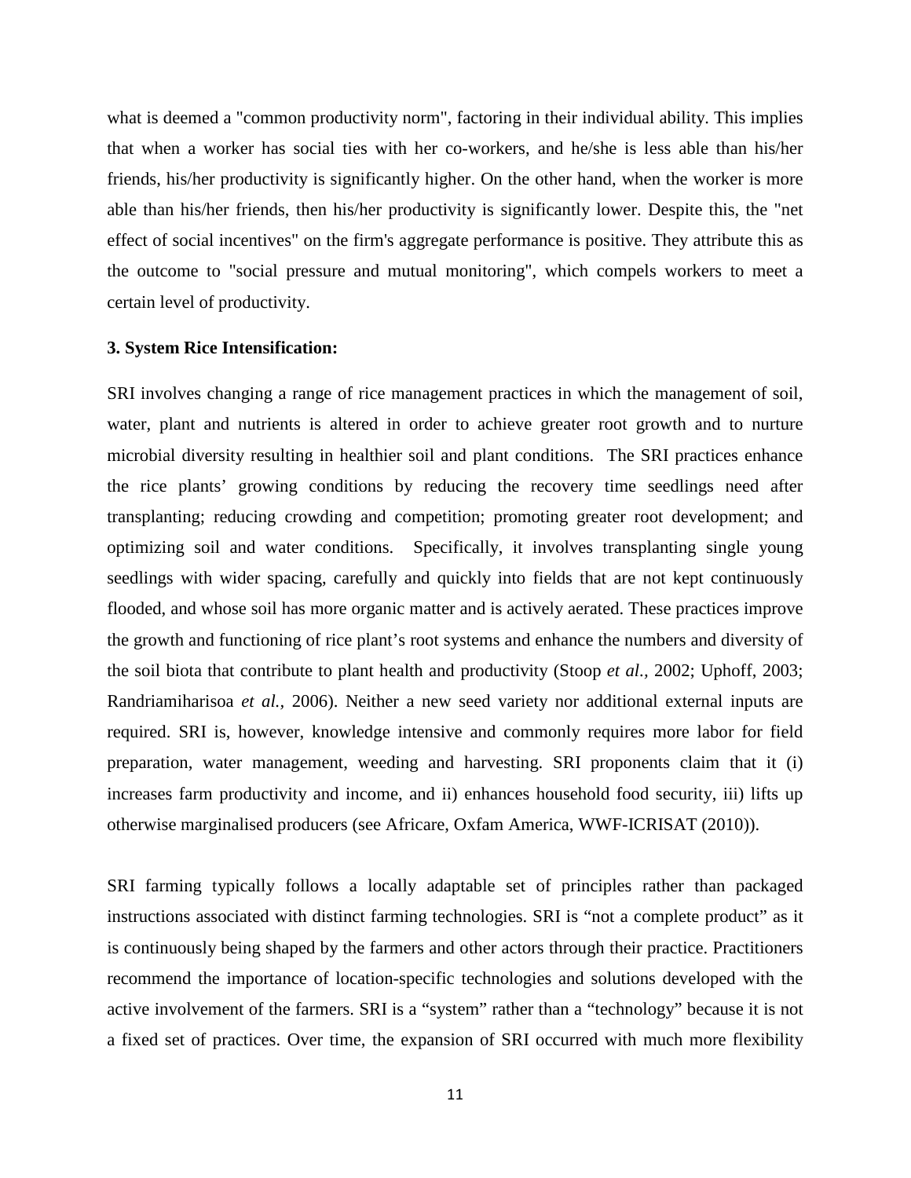what is deemed a "common productivity norm", factoring in their individual ability. This implies that when a worker has social ties with her co-workers, and he/she is less able than his/her friends, his/her productivity is significantly higher. On the other hand, when the worker is more able than his/her friends, then his/her productivity is significantly lower. Despite this, the "net effect of social incentives" on the firm's aggregate performance is positive. They attribute this as the outcome to "social pressure and mutual monitoring", which compels workers to meet a certain level of productivity.

### 3. System Rice Intensification:

SRI involves changing a range of rice management practices in which the management of soil, water, plant and nutrients is altered in order to achieve greater root growth and to nurture microbial diversity resulting in healthier soil and plant conditions. The SRI practices enhance the rice plants' growing conditions by reducing the recovery time seedlings need after transplanting; reducing crowding and competition; promoting greater root development; and optimizing soil and water conditions. Specifically, it involves transplanting single young seedlings with wider spacing, carefully and quickly into fields that are not kept continuously flooded, and whose soil has more organic matter and is actively aerated. These practices improve the growth and functioning of rice plant's root systems and enhance the numbers and diversity of the soil biota that contribute to plant health and productivity (Stoop *et al.,* 2002; Uphoff, 2003; Randriamiharisoa *et al.,* 2006). Neither a new seed variety nor additional external inputs are required. SRI is, however, knowledge intensive and commonly requires more labor for field preparation, water management, weeding and harvesting. SRI proponents claim that it (i) increases farm productivity and income, and ii) enhances household food security, iii) lifts up otherwise marginalised producers (see Africare, Oxfam America, WWF-ICRISAT (2010)).

SRI farming typically follows a locally adaptable set of principles rather than packaged instructions associated with distinct farming technologies. SRI is "not a complete product" as it is continuously being shaped by the farmers and other actors through their practice. Practitioners recommend the importance of location-specific technologies and solutions developed with the active involvement of the farmers. SRI is a "system" rather than a "technology" because it is not a fixed set of practices. Over time, the expansion of SRI occurred with much more flexibility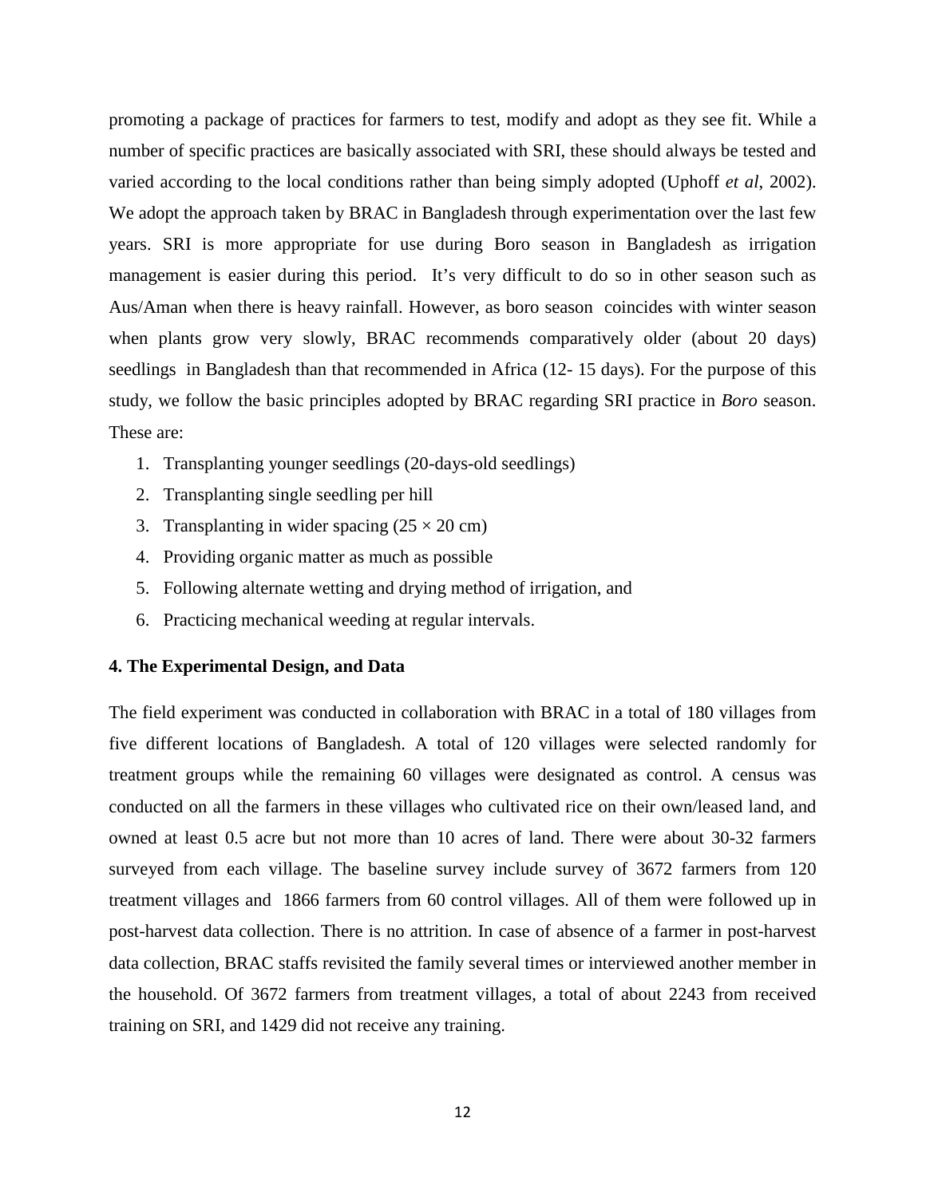promoting a package of practices for farmers to test, modify and adopt as they see fit. While a number of specific practices are basically associated with SRI, these should always be tested and varied according to the local conditions rather than being simply adopted (Uphoff *et al*, 2002). We adopt the approach taken by BRAC in Bangladesh through experimentation over the last few years. SRI is more appropriate for use during Boro season in Bangladesh as irrigation management is easier during this period. It's very difficult to do so in other season such as Aus/Aman when there is heavy rainfall. However, as boro season coincides with winter season when plants grow very slowly, BRAC recommends comparatively older (about 20 days) seedlings in Bangladesh than that recommended in Africa (12- 15 days). For the purpose of this study, we follow the basic principles adopted by BRAC regarding SRI practice in *Boro* season. These are:

1. Transplanting younger seedlings (20-days-old seedlings)
2. Transplanting single seedling per hill
3. Transplanting in wider spacing ($25 \times 20$ cm)
4. Providing organic matter as much as possible
5. Following alternate wetting and drying method of irrigation, and
6. Practicing mechanical weeding at regular intervals.

## 4. The Experimental Design, and Data

The field experiment was conducted in collaboration with BRAC in a total of 180 villages from five different locations of Bangladesh. A total of 120 villages were selected randomly for treatment groups while the remaining 60 villages were designated as control. A census was conducted on all the farmers in these villages who cultivated rice on their own/leased land, and owned at least 0.5 acre but not more than 10 acres of land. There were about 30-32 farmers surveyed from each village. The baseline survey include survey of 3672 farmers from 120 treatment villages and 1866 farmers from 60 control villages. All of them were followed up in post-harvest data collection. There is no attrition. In case of absence of a farmer in post-harvest data collection, BRAC staffs revisited the family several times or interviewed another member in the household. Of 3672 farmers from treatment villages, a total of about 2243 from received training on SRI, and 1429 did not receive any training.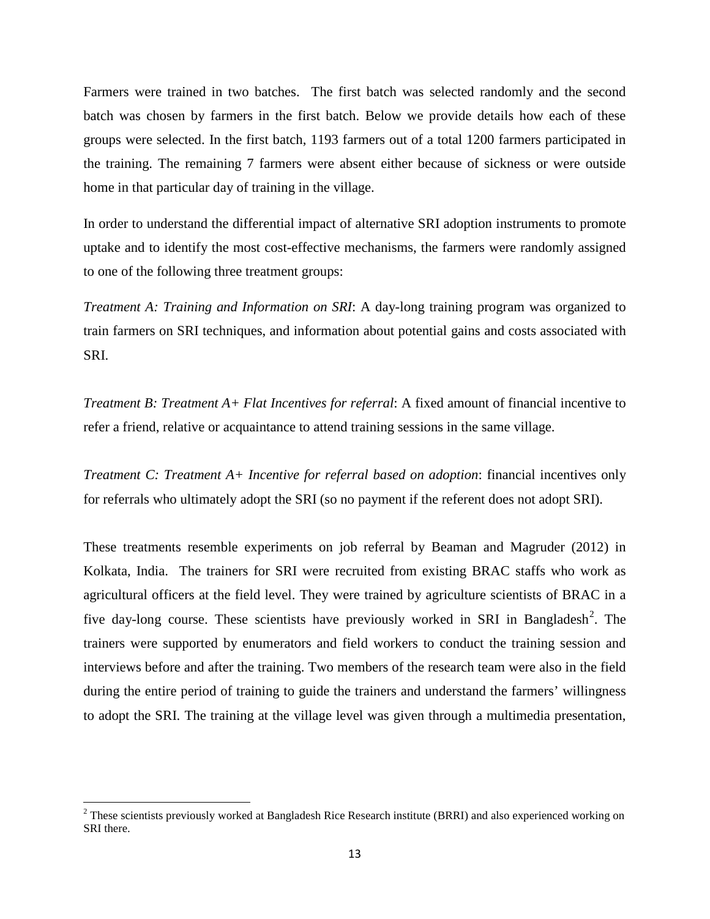Farmers were trained in two batches. The first batch was selected randomly and the second batch was chosen by farmers in the first batch. Below we provide details how each of these groups were selected. In the first batch, 1193 farmers out of a total 1200 farmers participated in the training. The remaining 7 farmers were absent either because of sickness or were outside home in that particular day of training in the village.

In order to understand the differential impact of alternative SRI adoption instruments to promote uptake and to identify the most cost-effective mechanisms, the farmers were randomly assigned to one of the following three treatment groups:

*Treatment A: Training and Information on SRI*: A day-long training program was organized to train farmers on SRI techniques, and information about potential gains and costs associated with SRI.

*Treatment B: Treatment A+ Flat Incentives for referral*: A fixed amount of financial incentive to refer a friend, relative or acquaintance to attend training sessions in the same village.

*Treatment C: Treatment A+ Incentive for referral based on adoption*: financial incentives only for referrals who ultimately adopt the SRI (so no payment if the referent does not adopt SRI).

These treatments resemble experiments on job referral by Beaman and Magruder (2012) in Kolkata, India. The trainers for SRI were recruited from existing BRAC staffs who work as agricultural officers at the field level. They were trained by agriculture scientists of BRAC in a five day-long course. These scientists have previously worked in SRI in Bangladesh[2]. The trainers were supported by enumerators and field workers to conduct the training session and interviews before and after the training. Two members of the research team were also in the field during the entire period of training to guide the trainers and understand the farmers' willingness to adopt the SRI. The training at the village level was given through a multimedia presentation,

[2] These scientists previously worked at Bangladesh Rice Research institute (BRRI) and also experienced working on SRI there.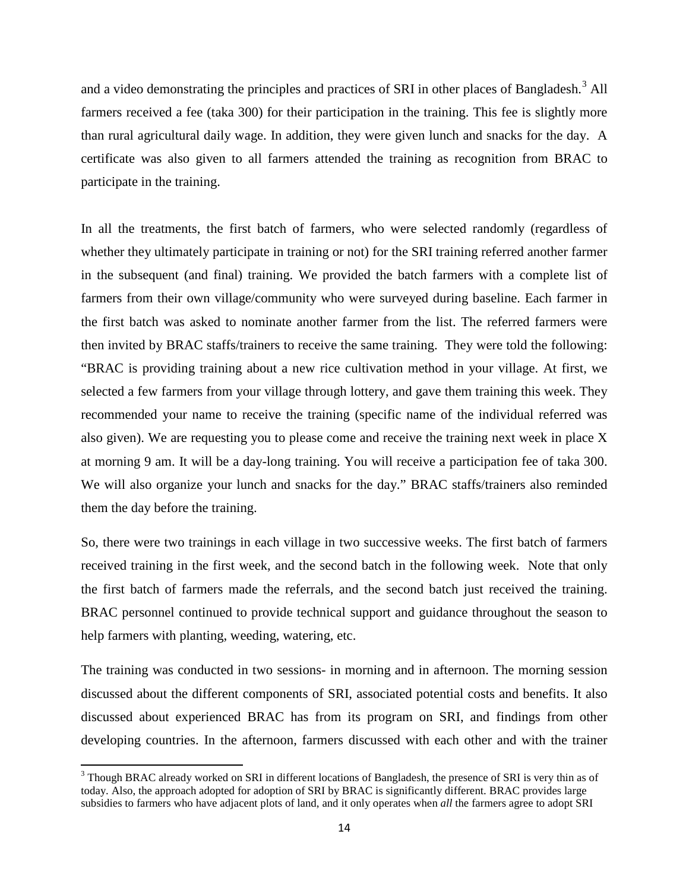and a video demonstrating the principles and practices of SRI in other places of Bangladesh.[3] All farmers received a fee (taka 300) for their participation in the training. This fee is slightly more than rural agricultural daily wage. In addition, they were given lunch and snacks for the day. A certificate was also given to all farmers attended the training as recognition from BRAC to participate in the training.

In all the treatments, the first batch of farmers, who were selected randomly (regardless of whether they ultimately participate in training or not) for the SRI training referred another farmer in the subsequent (and final) training. We provided the batch farmers with a complete list of farmers from their own village/community who were surveyed during baseline. Each farmer in the first batch was asked to nominate another farmer from the list. The referred farmers were then invited by BRAC staffs/trainers to receive the same training. They were told the following: "BRAC is providing training about a new rice cultivation method in your village. At first, we selected a few farmers from your village through lottery, and gave them training this week. They recommended your name to receive the training (specific name of the individual referred was also given). We are requesting you to please come and receive the training next week in place X at morning 9 am. It will be a day-long training. You will receive a participation fee of taka 300. We will also organize your lunch and snacks for the day." BRAC staffs/trainers also reminded them the day before the training.

So, there were two trainings in each village in two successive weeks. The first batch of farmers received training in the first week, and the second batch in the following week. Note that only the first batch of farmers made the referrals, and the second batch just received the training. BRAC personnel continued to provide technical support and guidance throughout the season to help farmers with planting, weeding, watering, etc.

The training was conducted in two sessions- in morning and in afternoon. The morning session discussed about the different components of SRI, associated potential costs and benefits. It also discussed about experienced BRAC has from its program on SRI, and findings from other developing countries. In the afternoon, farmers discussed with each other and with the trainer

[3] Though BRAC already worked on SRI in different locations of Bangladesh, the presence of SRI is very thin as of today. Also, the approach adopted for adoption of SRI by BRAC is significantly different. BRAC provides large subsidies to farmers who have adjacent plots of land, and it only operates when *all* the farmers agree to adopt SRI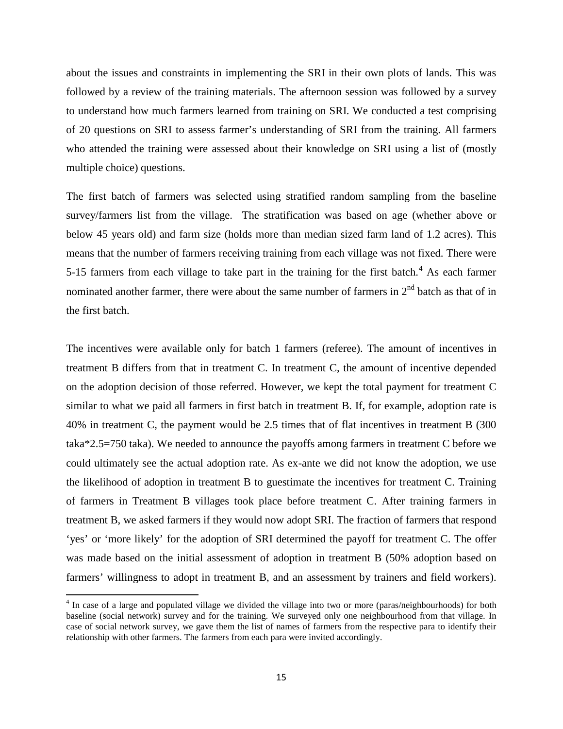about the issues and constraints in implementing the SRI in their own plots of lands. This was followed by a review of the training materials. The afternoon session was followed by a survey to understand how much farmers learned from training on SRI. We conducted a test comprising of 20 questions on SRI to assess farmer's understanding of SRI from the training. All farmers who attended the training were assessed about their knowledge on SRI using a list of (mostly multiple choice) questions.

The first batch of farmers was selected using stratified random sampling from the baseline survey/farmers list from the village. The stratification was based on age (whether above or below 45 years old) and farm size (holds more than median sized farm land of 1.2 acres). This means that the number of farmers receiving training from each village was not fixed. There were 5-15 farmers from each village to take part in the training for the first batch.[4] As each farmer nominated another farmer, there were about the same number of farmers in 2nd batch as that of in the first batch.

The incentives were available only for batch 1 farmers (referee). The amount of incentives in treatment B differs from that in treatment C. In treatment C, the amount of incentive depended on the adoption decision of those referred. However, we kept the total payment for treatment C similar to what we paid all farmers in first batch in treatment B. If, for example, adoption rate is 40% in treatment C, the payment would be 2.5 times that of flat incentives in treatment B (300 taka*2.5=750 taka). We needed to announce the payoffs among farmers in treatment C before we could ultimately see the actual adoption rate. As ex-ante we did not know the adoption, we use the likelihood of adoption in treatment B to guestimate the incentives for treatment C. Training of farmers in Treatment B villages took place before treatment C. After training farmers in treatment B, we asked farmers if they would now adopt SRI. The fraction of farmers that respond 'yes' or 'more likely' for the adoption of SRI determined the payoff for treatment C. The offer was made based on the initial assessment of adoption in treatment B (50% adoption based on farmers' willingness to adopt in treatment B, and an assessment by trainers and field workers).

[4] In case of a large and populated village we divided the village into two or more (paras/neighbourhoods) for both baseline (social network) survey and for the training. We surveyed only one neighbourhood from that village. In case of social network survey, we gave them the list of names of farmers from the respective para to identify their relationship with other farmers. The farmers from each para were invited accordingly.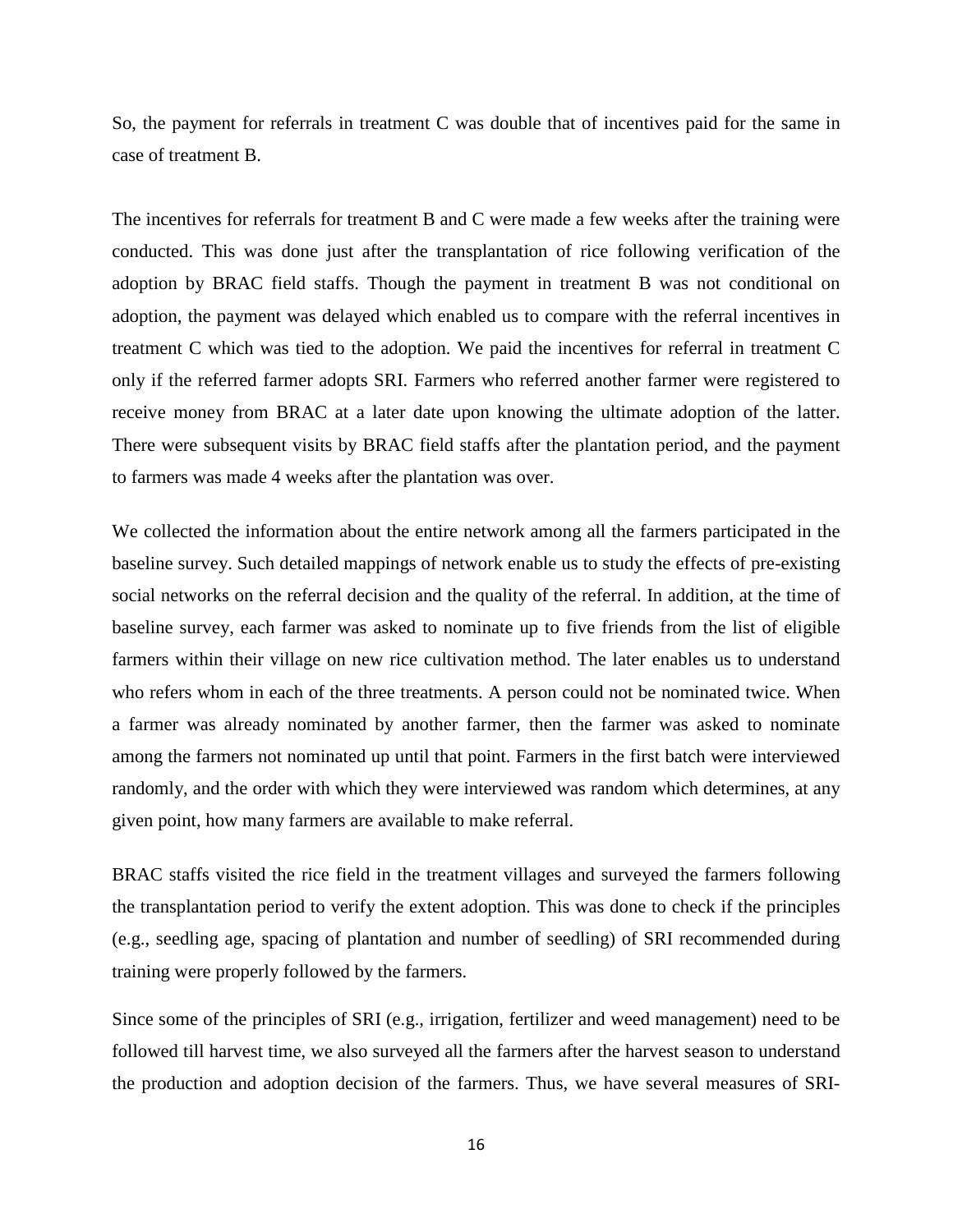So, the payment for referrals in treatment C was double that of incentives paid for the same in case of treatment B.

The incentives for referrals for treatment B and C were made a few weeks after the training were conducted. This was done just after the transplantation of rice following verification of the adoption by BRAC field staffs. Though the payment in treatment B was not conditional on adoption, the payment was delayed which enabled us to compare with the referral incentives in treatment C which was tied to the adoption. We paid the incentives for referral in treatment C only if the referred farmer adopts SRI. Farmers who referred another farmer were registered to receive money from BRAC at a later date upon knowing the ultimate adoption of the latter. There were subsequent visits by BRAC field staffs after the plantation period, and the payment to farmers was made 4 weeks after the plantation was over.

We collected the information about the entire network among all the farmers participated in the baseline survey. Such detailed mappings of network enable us to study the effects of pre-existing social networks on the referral decision and the quality of the referral. In addition, at the time of baseline survey, each farmer was asked to nominate up to five friends from the list of eligible farmers within their village on new rice cultivation method. The later enables us to understand who refers whom in each of the three treatments. A person could not be nominated twice. When a farmer was already nominated by another farmer, then the farmer was asked to nominate among the farmers not nominated up until that point. Farmers in the first batch were interviewed randomly, and the order with which they were interviewed was random which determines, at any given point, how many farmers are available to make referral.

BRAC staffs visited the rice field in the treatment villages and surveyed the farmers following the transplantation period to verify the extent adoption. This was done to check if the principles (e.g., seedling age, spacing of plantation and number of seedling) of SRI recommended during training were properly followed by the farmers.

Since some of the principles of SRI (e.g., irrigation, fertilizer and weed management) need to be followed till harvest time, we also surveyed all the farmers after the harvest season to understand the production and adoption decision of the farmers. Thus, we have several measures of SRI-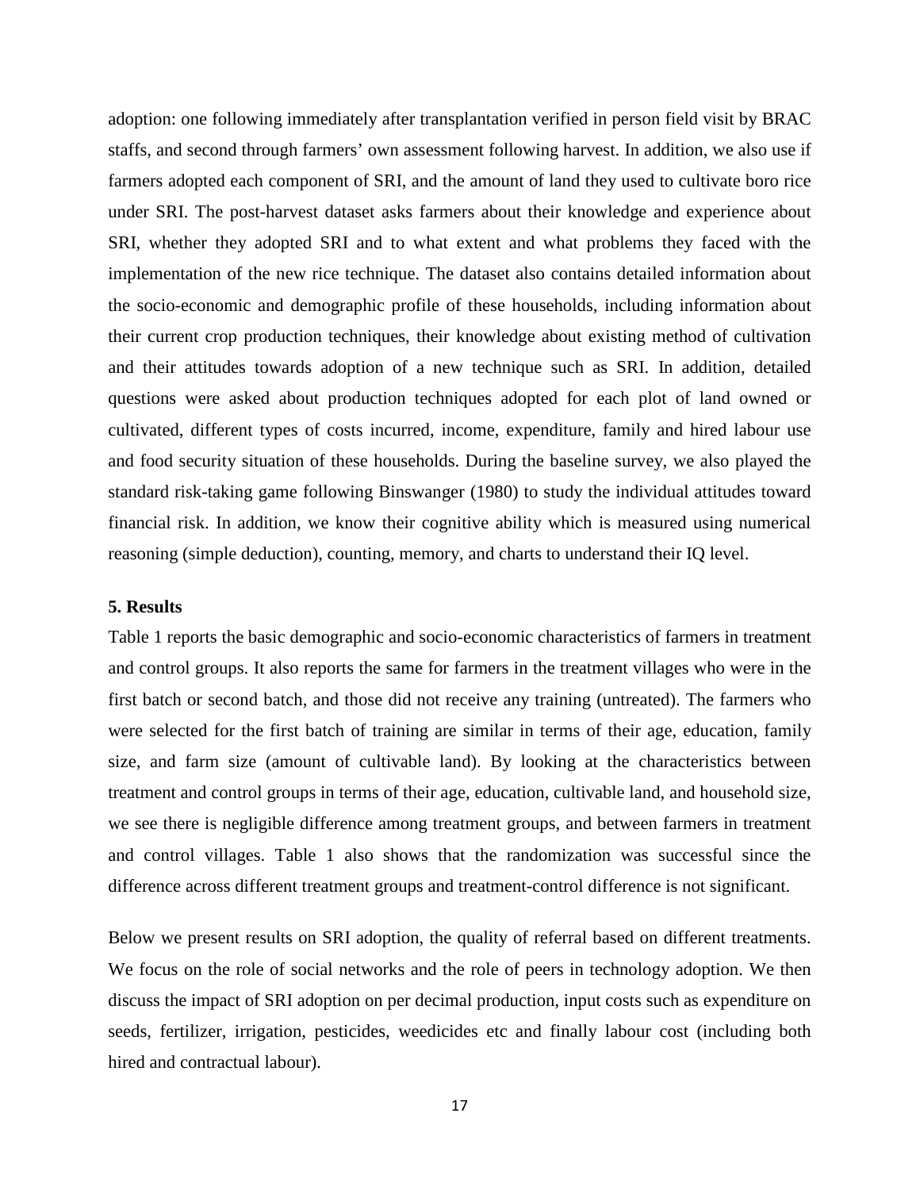adoption: one following immediately after transplantation verified in person field visit by BRAC staffs, and second through farmers' own assessment following harvest. In addition, we also use if farmers adopted each component of SRI, and the amount of land they used to cultivate boro rice under SRI. The post-harvest dataset asks farmers about their knowledge and experience about SRI, whether they adopted SRI and to what extent and what problems they faced with the implementation of the new rice technique. The dataset also contains detailed information about the socio-economic and demographic profile of these households, including information about their current crop production techniques, their knowledge about existing method of cultivation and their attitudes towards adoption of a new technique such as SRI. In addition, detailed questions were asked about production techniques adopted for each plot of land owned or cultivated, different types of costs incurred, income, expenditure, family and hired labour use and food security situation of these households. During the baseline survey, we also played the standard risk-taking game following Binswanger (1980) to study the individual attitudes toward financial risk. In addition, we know their cognitive ability which is measured using numerical reasoning (simple deduction), counting, memory, and charts to understand their IQ level.

## 5. Results

Table 1 reports the basic demographic and socio-economic characteristics of farmers in treatment and control groups. It also reports the same for farmers in the treatment villages who were in the first batch or second batch, and those did not receive any training (untreated). The farmers who were selected for the first batch of training are similar in terms of their age, education, family size, and farm size (amount of cultivable land). By looking at the characteristics between treatment and control groups in terms of their age, education, cultivable land, and household size, we see there is negligible difference among treatment groups, and between farmers in treatment and control villages. Table 1 also shows that the randomization was successful since the difference across different treatment groups and treatment-control difference is not significant.

Below we present results on SRI adoption, the quality of referral based on different treatments. We focus on the role of social networks and the role of peers in technology adoption. We then discuss the impact of SRI adoption on per decimal production, input costs such as expenditure on seeds, fertilizer, irrigation, pesticides, weedicides etc and finally labour cost (including both hired and contractual labour).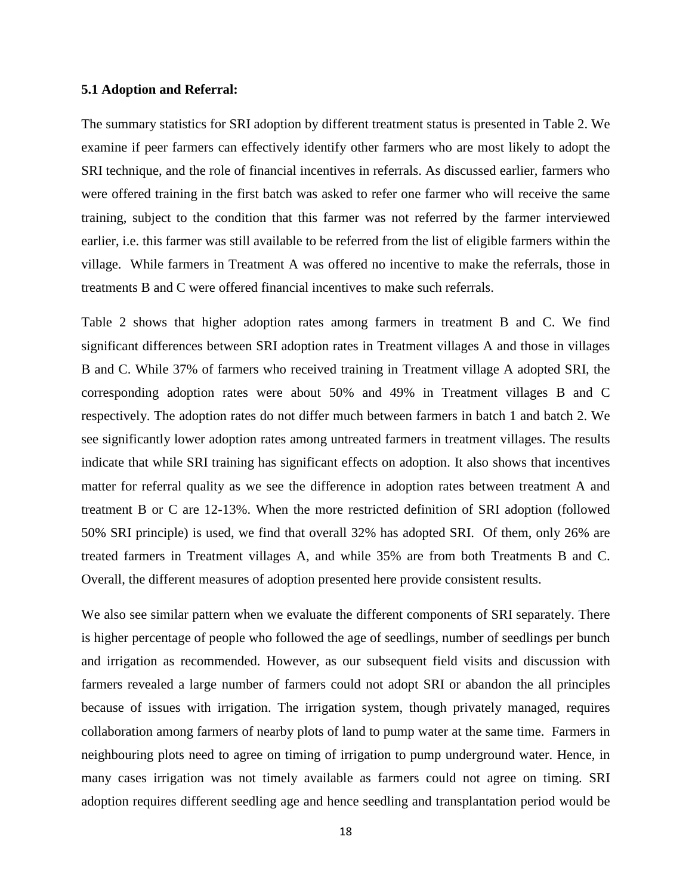**5.1 Adoption and Referral:**

The summary statistics for SRI adoption by different treatment status is presented in Table 2. We examine if peer farmers can effectively identify other farmers who are most likely to adopt the SRI technique, and the role of financial incentives in referrals. As discussed earlier, farmers who were offered training in the first batch was asked to refer one farmer who will receive the same training, subject to the condition that this farmer was not referred by the farmer interviewed earlier, i.e. this farmer was still available to be referred from the list of eligible farmers within the village.  While farmers in Treatment A was offered no incentive to make the referrals, those in treatments B and C were offered financial incentives to make such referrals.

Table 2 shows that higher adoption rates among farmers in treatment B and C. We find significant differences between SRI adoption rates in Treatment villages A and those in villages B and C. While 37% of farmers who received training in Treatment village A adopted SRI, the corresponding adoption rates were about 50% and 49% in Treatment villages B and C respectively. The adoption rates do not differ much between farmers in batch 1 and batch 2. We see significantly lower adoption rates among untreated farmers in treatment villages. The results indicate that while SRI training has significant effects on adoption. It also shows that incentives matter for referral quality as we see the difference in adoption rates between treatment A and treatment B or C are 12-13%. When the more restricted definition of SRI adoption (followed 50% SRI principle) is used, we find that overall 32% has adopted SRI.  Of them, only 26% are treated farmers in Treatment villages A, and while 35% are from both Treatments B and C. Overall, the different measures of adoption presented here provide consistent results.

We also see similar pattern when we evaluate the different components of SRI separately. There is higher percentage of people who followed the age of seedlings, number of seedlings per bunch and irrigation as recommended. However, as our subsequent field visits and discussion with farmers revealed a large number of farmers could not adopt SRI or abandon the all principles because of issues with irrigation. The irrigation system, though privately managed, requires collaboration among farmers of nearby plots of land to pump water at the same time.  Farmers in neighbouring plots need to agree on timing of irrigation to pump underground water. Hence, in many cases irrigation was not timely available as farmers could not agree on timing. SRI adoption requires different seedling age and hence seedling and transplantation period would be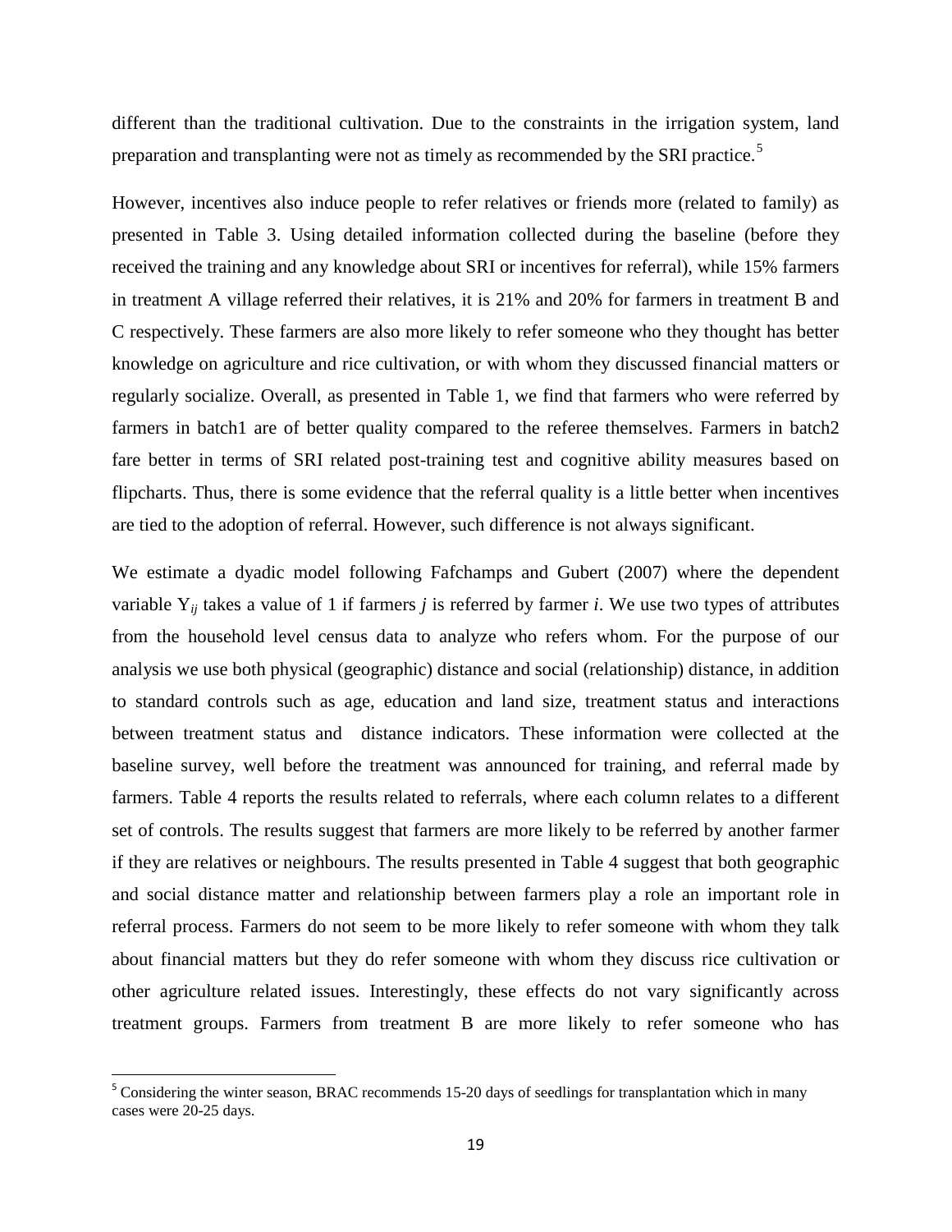different than the traditional cultivation. Due to the constraints in the irrigation system, land preparation and transplanting were not as timely as recommended by the SRI practice.[5]

However, incentives also induce people to refer relatives or friends more (related to family) as presented in Table 3. Using detailed information collected during the baseline (before they received the training and any knowledge about SRI or incentives for referral), while 15% farmers in treatment A village referred their relatives, it is 21% and 20% for farmers in treatment B and C respectively. These farmers are also more likely to refer someone who they thought has better knowledge on agriculture and rice cultivation, or with whom they discussed financial matters or regularly socialize. Overall, as presented in Table 1, we find that farmers who were referred by farmers in batch1 are of better quality compared to the referee themselves. Farmers in batch2 fare better in terms of SRI related post-training test and cognitive ability measures based on flipcharts. Thus, there is some evidence that the referral quality is a little better when incentives are tied to the adoption of referral. However, such difference is not always significant.

We estimate a dyadic model following Fafchamps and Gubert (2007) where the dependent variable $Y_{ij}$ takes a value of 1 if farmers $j$ is referred by farmer $i$. We use two types of attributes from the household level census data to analyze who refers whom. For the purpose of our analysis we use both physical (geographic) distance and social (relationship) distance, in addition to standard controls such as age, education and land size, treatment status and interactions between treatment status and distance indicators. These information were collected at the baseline survey, well before the treatment was announced for training, and referral made by farmers. Table 4 reports the results related to referrals, where each column relates to a different set of controls. The results suggest that farmers are more likely to be referred by another farmer if they are relatives or neighbours. The results presented in Table 4 suggest that both geographic and social distance matter and relationship between farmers play a role an important role in referral process. Farmers do not seem to be more likely to refer someone with whom they talk about financial matters but they do refer someone with whom they discuss rice cultivation or other agriculture related issues. Interestingly, these effects do not vary significantly across treatment groups. Farmers from treatment B are more likely to refer someone who has

[5] Considering the winter season, BRAC recommends 15-20 days of seedlings for transplantation which in many cases were 20-25 days.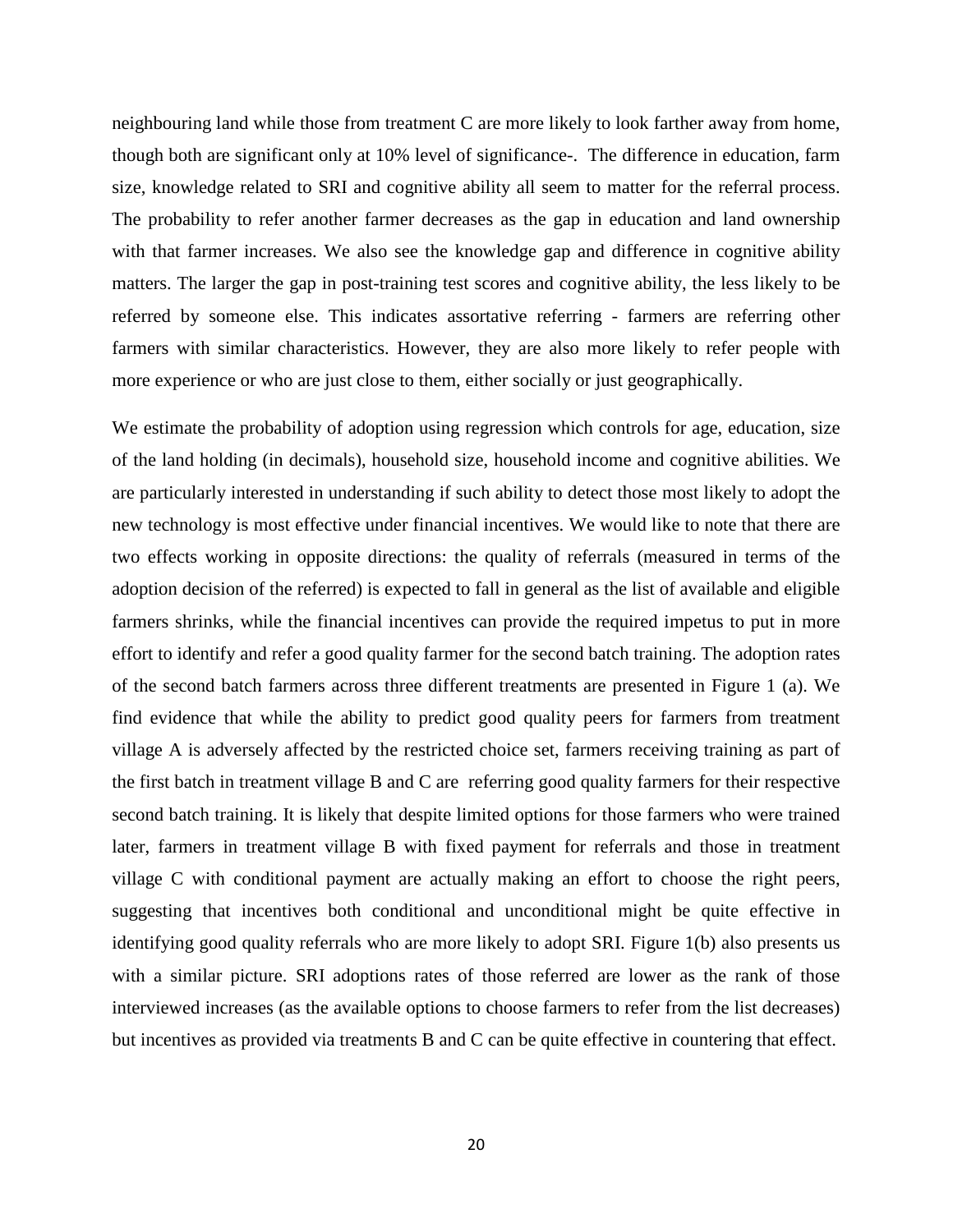neighbouring land while those from treatment C are more likely to look farther away from home, though both are significant only at 10% level of significance-. The difference in education, farm size, knowledge related to SRI and cognitive ability all seem to matter for the referral process. The probability to refer another farmer decreases as the gap in education and land ownership with that farmer increases. We also see the knowledge gap and difference in cognitive ability matters. The larger the gap in post-training test scores and cognitive ability, the less likely to be referred by someone else. This indicates assortative referring - farmers are referring other farmers with similar characteristics. However, they are also more likely to refer people with more experience or who are just close to them, either socially or just geographically.

We estimate the probability of adoption using regression which controls for age, education, size of the land holding (in decimals), household size, household income and cognitive abilities. We are particularly interested in understanding if such ability to detect those most likely to adopt the new technology is most effective under financial incentives. We would like to note that there are two effects working in opposite directions: the quality of referrals (measured in terms of the adoption decision of the referred) is expected to fall in general as the list of available and eligible farmers shrinks, while the financial incentives can provide the required impetus to put in more effort to identify and refer a good quality farmer for the second batch training. The adoption rates of the second batch farmers across three different treatments are presented in Figure 1 (a). We find evidence that while the ability to predict good quality peers for farmers from treatment village A is adversely affected by the restricted choice set, farmers receiving training as part of the first batch in treatment village B and C are referring good quality farmers for their respective second batch training. It is likely that despite limited options for those farmers who were trained later, farmers in treatment village B with fixed payment for referrals and those in treatment village C with conditional payment are actually making an effort to choose the right peers, suggesting that incentives both conditional and unconditional might be quite effective in identifying good quality referrals who are more likely to adopt SRI. Figure 1(b) also presents us with a similar picture. SRI adoptions rates of those referred are lower as the rank of those interviewed increases (as the available options to choose farmers to refer from the list decreases) but incentives as provided via treatments B and C can be quite effective in countering that effect.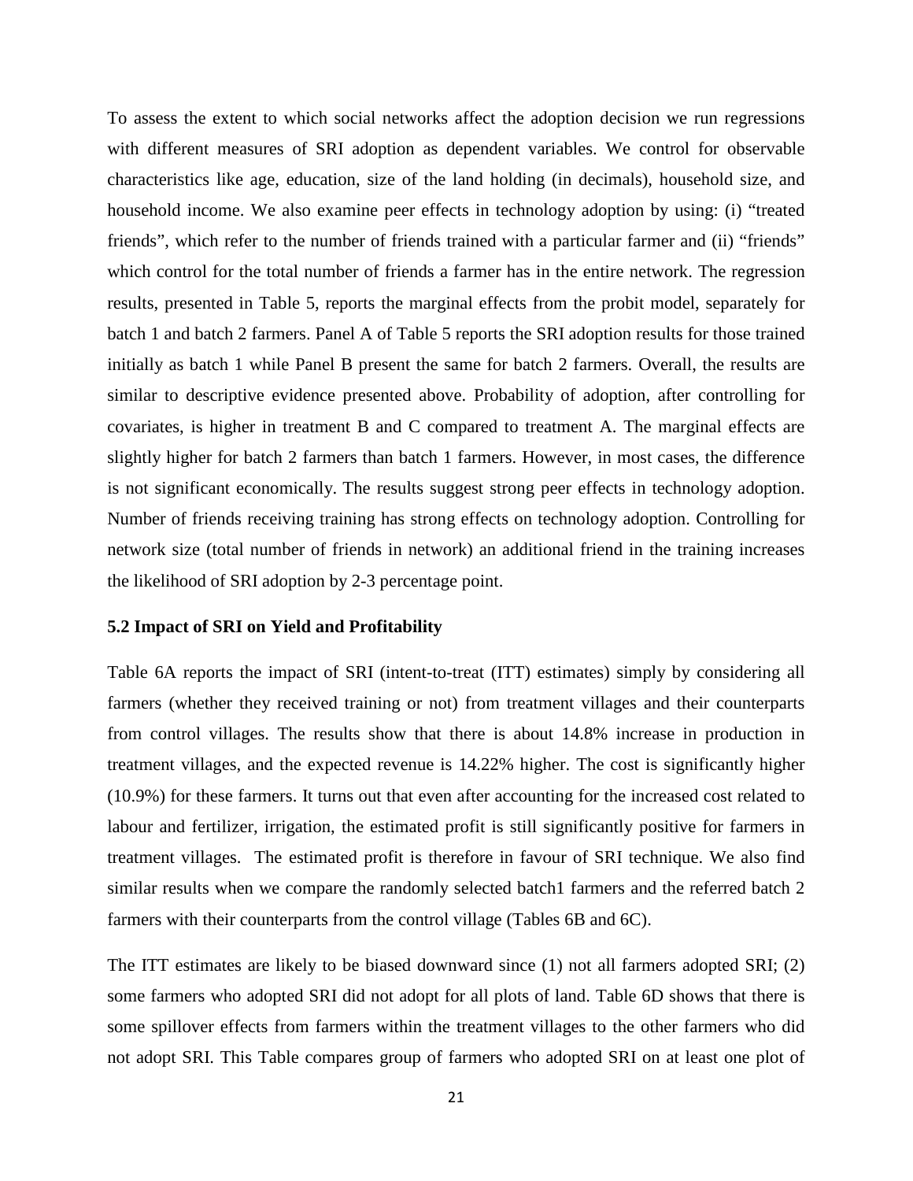To assess the extent to which social networks affect the adoption decision we run regressions with different measures of SRI adoption as dependent variables. We control for observable characteristics like age, education, size of the land holding (in decimals), household size, and household income. We also examine peer effects in technology adoption by using: (i) "treated friends", which refer to the number of friends trained with a particular farmer and (ii) "friends" which control for the total number of friends a farmer has in the entire network. The regression results, presented in Table 5, reports the marginal effects from the probit model, separately for batch 1 and batch 2 farmers. Panel A of Table 5 reports the SRI adoption results for those trained initially as batch 1 while Panel B present the same for batch 2 farmers. Overall, the results are similar to descriptive evidence presented above. Probability of adoption, after controlling for covariates, is higher in treatment B and C compared to treatment A. The marginal effects are slightly higher for batch 2 farmers than batch 1 farmers. However, in most cases, the difference is not significant economically. The results suggest strong peer effects in technology adoption. Number of friends receiving training has strong effects on technology adoption. Controlling for network size (total number of friends in network) an additional friend in the training increases the likelihood of SRI adoption by 2-3 percentage point.

### 5.2 Impact of SRI on Yield and Profitability

Table 6A reports the impact of SRI (intent-to-treat (ITT) estimates) simply by considering all farmers (whether they received training or not) from treatment villages and their counterparts from control villages. The results show that there is about 14.8% increase in production in treatment villages, and the expected revenue is 14.22% higher. The cost is significantly higher (10.9%) for these farmers. It turns out that even after accounting for the increased cost related to labour and fertilizer, irrigation, the estimated profit is still significantly positive for farmers in treatment villages. The estimated profit is therefore in favour of SRI technique. We also find similar results when we compare the randomly selected batch1 farmers and the referred batch 2 farmers with their counterparts from the control village (Tables 6B and 6C).

The ITT estimates are likely to be biased downward since (1) not all farmers adopted SRI; (2) some farmers who adopted SRI did not adopt for all plots of land. Table 6D shows that there is some spillover effects from farmers within the treatment villages to the other farmers who did not adopt SRI. This Table compares group of farmers who adopted SRI on at least one plot of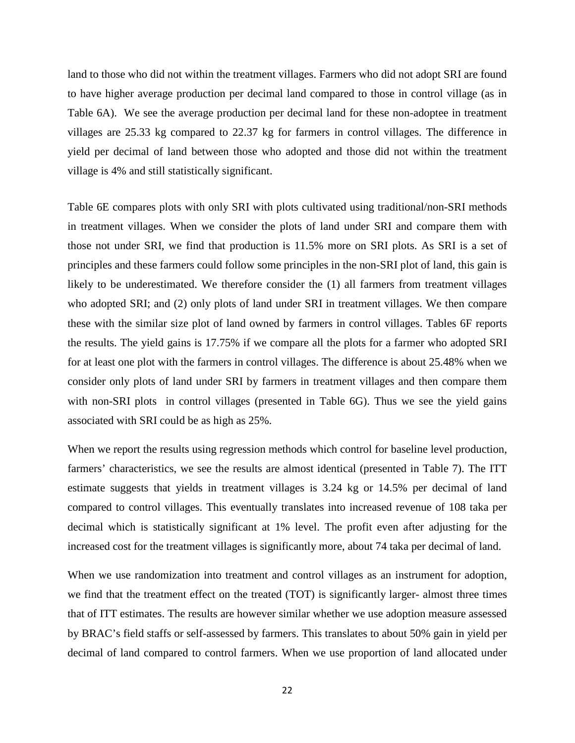land to those who did not within the treatment villages. Farmers who did not adopt SRI are found to have higher average production per decimal land compared to those in control village (as in Table 6A). We see the average production per decimal land for these non-adoptee in treatment villages are 25.33 kg compared to 22.37 kg for farmers in control villages. The difference in yield per decimal of land between those who adopted and those did not within the treatment village is 4% and still statistically significant.

Table 6E compares plots with only SRI with plots cultivated using traditional/non-SRI methods in treatment villages. When we consider the plots of land under SRI and compare them with those not under SRI, we find that production is 11.5% more on SRI plots. As SRI is a set of principles and these farmers could follow some principles in the non-SRI plot of land, this gain is likely to be underestimated. We therefore consider the (1) all farmers from treatment villages who adopted SRI; and (2) only plots of land under SRI in treatment villages. We then compare these with the similar size plot of land owned by farmers in control villages. Tables 6F reports the results. The yield gains is 17.75% if we compare all the plots for a farmer who adopted SRI for at least one plot with the farmers in control villages. The difference is about 25.48% when we consider only plots of land under SRI by farmers in treatment villages and then compare them with non-SRI plots in control villages (presented in Table 6G). Thus we see the yield gains associated with SRI could be as high as 25%.

When we report the results using regression methods which control for baseline level production, farmers' characteristics, we see the results are almost identical (presented in Table 7). The ITT estimate suggests that yields in treatment villages is 3.24 kg or 14.5% per decimal of land compared to control villages. This eventually translates into increased revenue of 108 taka per decimal which is statistically significant at 1% level. The profit even after adjusting for the increased cost for the treatment villages is significantly more, about 74 taka per decimal of land.

When we use randomization into treatment and control villages as an instrument for adoption, we find that the treatment effect on the treated (TOT) is significantly larger- almost three times that of ITT estimates. The results are however similar whether we use adoption measure assessed by BRAC's field staffs or self-assessed by farmers. This translates to about 50% gain in yield per decimal of land compared to control farmers. When we use proportion of land allocated under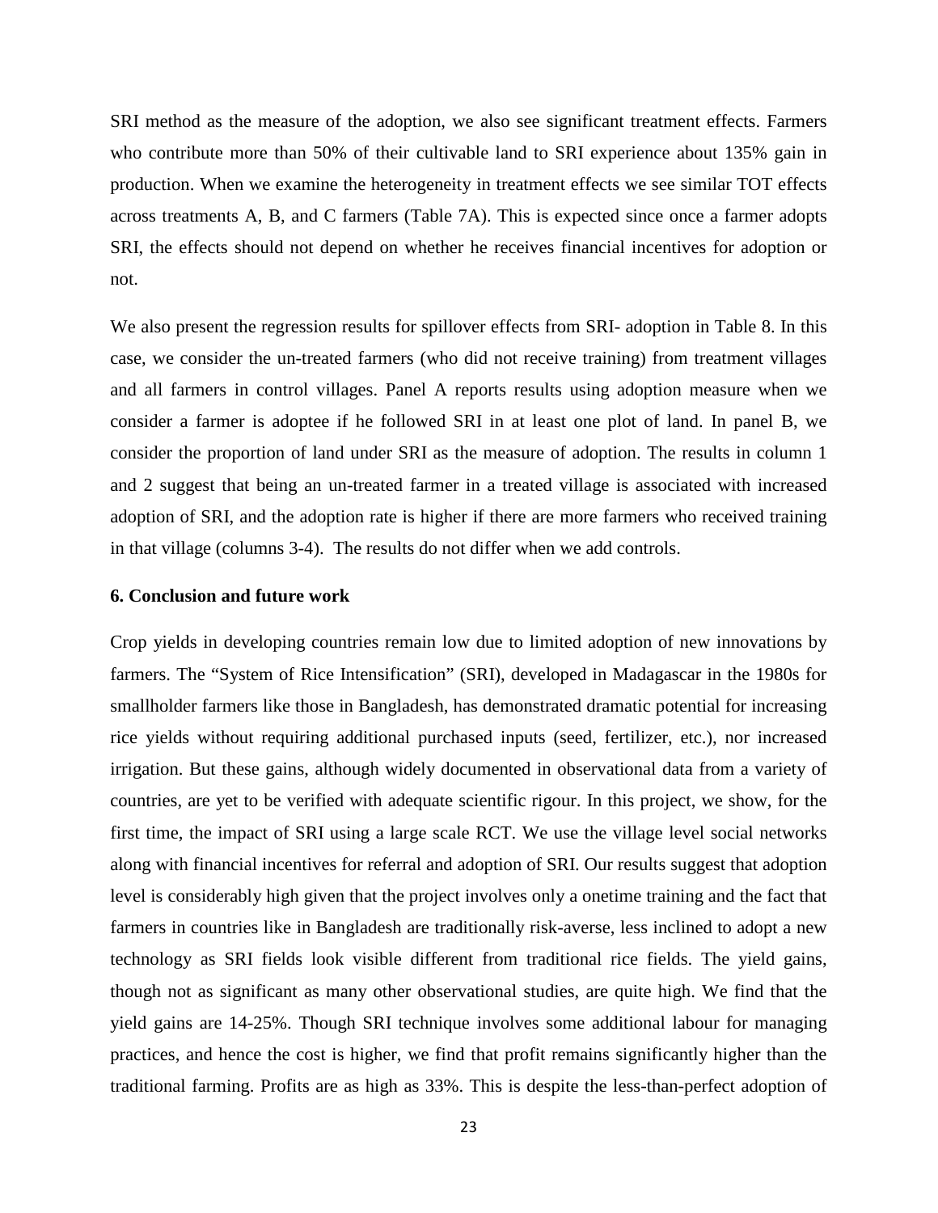SRI method as the measure of the adoption, we also see significant treatment effects. Farmers who contribute more than 50% of their cultivable land to SRI experience about 135% gain in production. When we examine the heterogeneity in treatment effects we see similar TOT effects across treatments A, B, and C farmers (Table 7A). This is expected since once a farmer adopts SRI, the effects should not depend on whether he receives financial incentives for adoption or not.

We also present the regression results for spillover effects from SRI- adoption in Table 8. In this case, we consider the un-treated farmers (who did not receive training) from treatment villages and all farmers in control villages. Panel A reports results using adoption measure when we consider a farmer is adoptee if he followed SRI in at least one plot of land. In panel B, we consider the proportion of land under SRI as the measure of adoption. The results in column 1 and 2 suggest that being an un-treated farmer in a treated village is associated with increased adoption of SRI, and the adoption rate is higher if there are more farmers who received training in that village (columns 3-4). The results do not differ when we add controls.

### 6. Conclusion and future work

Crop yields in developing countries remain low due to limited adoption of new innovations by farmers. The "System of Rice Intensification" (SRI), developed in Madagascar in the 1980s for smallholder farmers like those in Bangladesh, has demonstrated dramatic potential for increasing rice yields without requiring additional purchased inputs (seed, fertilizer, etc.), nor increased irrigation. But these gains, although widely documented in observational data from a variety of countries, are yet to be verified with adequate scientific rigour. In this project, we show, for the first time, the impact of SRI using a large scale RCT. We use the village level social networks along with financial incentives for referral and adoption of SRI. Our results suggest that adoption level is considerably high given that the project involves only a onetime training and the fact that farmers in countries like in Bangladesh are traditionally risk-averse, less inclined to adopt a new technology as SRI fields look visible different from traditional rice fields. The yield gains, though not as significant as many other observational studies, are quite high. We find that the yield gains are 14-25%. Though SRI technique involves some additional labour for managing practices, and hence the cost is higher, we find that profit remains significantly higher than the traditional farming. Profits are as high as 33%. This is despite the less-than-perfect adoption of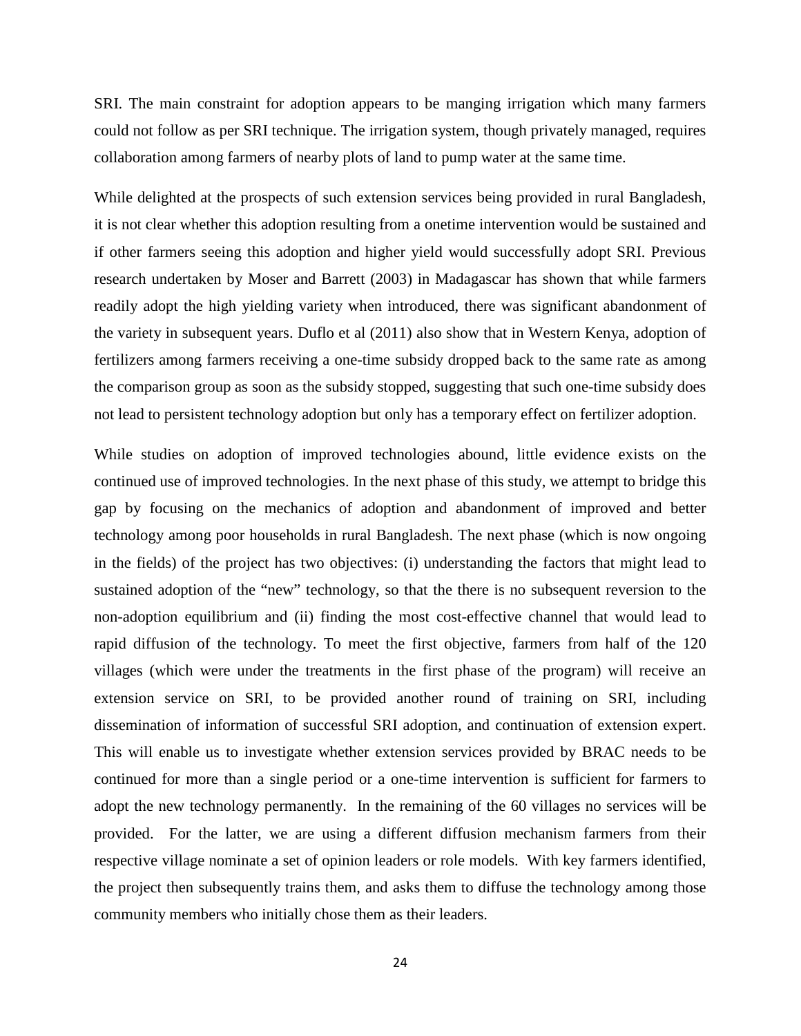SRI. The main constraint for adoption appears to be manging irrigation which many farmers could not follow as per SRI technique. The irrigation system, though privately managed, requires collaboration among farmers of nearby plots of land to pump water at the same time.

While delighted at the prospects of such extension services being provided in rural Bangladesh, it is not clear whether this adoption resulting from a onetime intervention would be sustained and if other farmers seeing this adoption and higher yield would successfully adopt SRI. Previous research undertaken by Moser and Barrett (2003) in Madagascar has shown that while farmers readily adopt the high yielding variety when introduced, there was significant abandonment of the variety in subsequent years. Duflo et al (2011) also show that in Western Kenya, adoption of fertilizers among farmers receiving a one-time subsidy dropped back to the same rate as among the comparison group as soon as the subsidy stopped, suggesting that such one-time subsidy does not lead to persistent technology adoption but only has a temporary effect on fertilizer adoption.

While studies on adoption of improved technologies abound, little evidence exists on the continued use of improved technologies. In the next phase of this study, we attempt to bridge this gap by focusing on the mechanics of adoption and abandonment of improved and better technology among poor households in rural Bangladesh. The next phase (which is now ongoing in the fields) of the project has two objectives: (i) understanding the factors that might lead to sustained adoption of the "new" technology, so that the there is no subsequent reversion to the non-adoption equilibrium and (ii) finding the most cost-effective channel that would lead to rapid diffusion of the technology. To meet the first objective, farmers from half of the 120 villages (which were under the treatments in the first phase of the program) will receive an extension service on SRI, to be provided another round of training on SRI, including dissemination of information of successful SRI adoption, and continuation of extension expert. This will enable us to investigate whether extension services provided by BRAC needs to be continued for more than a single period or a one-time intervention is sufficient for farmers to adopt the new technology permanently. In the remaining of the 60 villages no services will be provided. For the latter, we are using a different diffusion mechanism farmers from their respective village nominate a set of opinion leaders or role models. With key farmers identified, the project then subsequently trains them, and asks them to diffuse the technology among those community members who initially chose them as their leaders.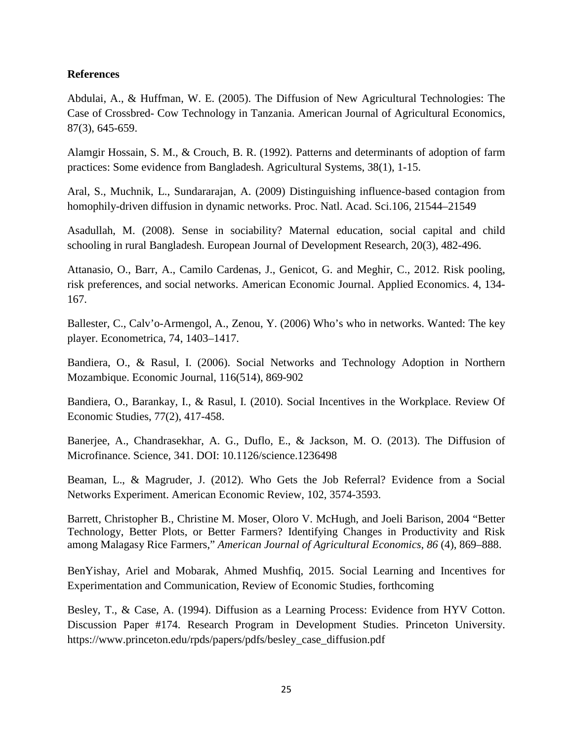**References**

Abdulai, A., & Huffman, W. E. (2005). The Diffusion of New Agricultural Technologies: The Case of Crossbred- Cow Technology in Tanzania. American Journal of Agricultural Economics, 87(3), 645-659.

Alamgir Hossain, S. M., & Crouch, B. R. (1992). Patterns and determinants of adoption of farm practices: Some evidence from Bangladesh. Agricultural Systems, 38(1), 1-15.

Aral, S., Muchnik, L., Sundararajan, A. (2009) Distinguishing influence-based contagion from homophily-driven diffusion in dynamic networks. Proc. Natl. Acad. Sci.106, 21544–21549

Asadullah, M. (2008). Sense in sociability? Maternal education, social capital and child schooling in rural Bangladesh. European Journal of Development Research, 20(3), 482-496.

Attanasio, O., Barr, A., Camilo Cardenas, J., Genicot, G. and Meghir, C., 2012. Risk pooling, risk preferences, and social networks. American Economic Journal. Applied Economics. 4, 134-167.

Ballester, C., Calv'o-Armengol, A., Zenou, Y. (2006) Who's who in networks. Wanted: The key player. Econometrica, 74, 1403–1417.

Bandiera, O., & Rasul, I. (2006). Social Networks and Technology Adoption in Northern Mozambique. Economic Journal, 116(514), 869-902

Bandiera, O., Barankay, I., & Rasul, I. (2010). Social Incentives in the Workplace. Review Of Economic Studies, 77(2), 417-458.

Banerjee, A., Chandrasekhar, A. G., Duflo, E., & Jackson, M. O. (2013). The Diffusion of Microfinance. Science, 341. DOI: 10.1126/science.1236498

Beaman, L., & Magruder, J. (2012). Who Gets the Job Referral? Evidence from a Social Networks Experiment. American Economic Review, 102, 3574-3593.

Barrett, Christopher B., Christine M. Moser, Oloro V. McHugh, and Joeli Barison, 2004 "Better Technology, Better Plots, or Better Farmers? Identifying Changes in Productivity and Risk among Malagasy Rice Farmers," *American Journal of Agricultural Economics*, *86* (4), 869–888.

BenYishay, Ariel and Mobarak, Ahmed Mushfiq, 2015. Social Learning and Incentives for Experimentation and Communication, Review of Economic Studies, forthcoming

Besley, T., & Case, A. (1994). Diffusion as a Learning Process: Evidence from HYV Cotton. Discussion Paper #174. Research Program in Development Studies. Princeton University. https://www.princeton.edu/rpds/papers/pdfs/besley_case_diffusion.pdf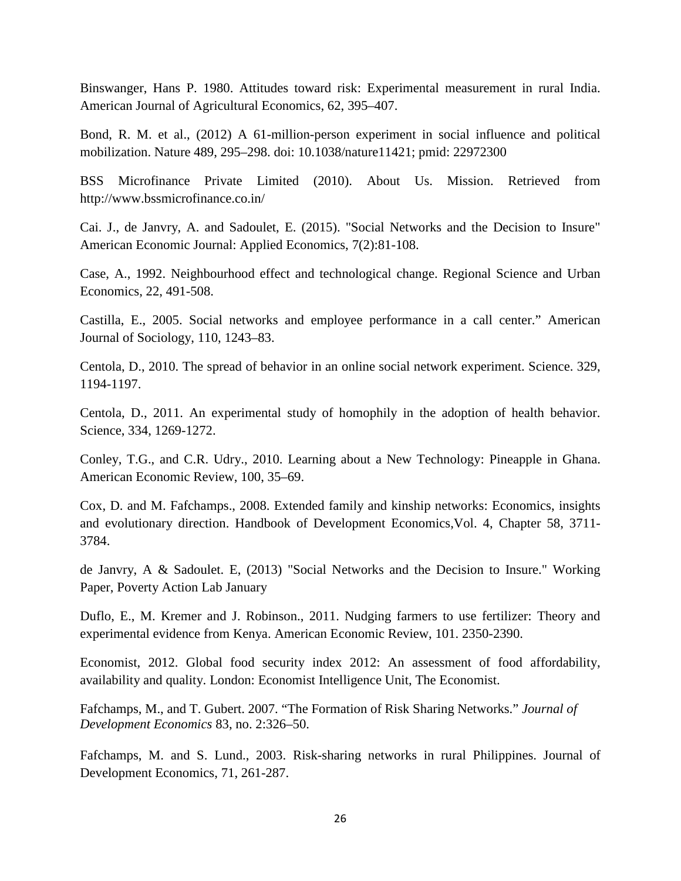Binswanger, Hans P. 1980. Attitudes toward risk: Experimental measurement in rural India. American Journal of Agricultural Economics, 62, 395–407.

Bond, R. M. et al., (2012) A 61-million-person experiment in social influence and political mobilization. Nature 489, 295–298. doi: 10.1038/nature11421; pmid: 22972300

BSS Microfinance Private Limited (2010). About Us. Mission. Retrieved from http://www.bssmicrofinance.co.in/

Cai. J., de Janvry, A. and Sadoulet, E. (2015). "Social Networks and the Decision to Insure" American Economic Journal: Applied Economics, 7(2):81-108.

Case, A., 1992. Neighbourhood effect and technological change. Regional Science and Urban Economics, 22, 491-508.

Castilla, E., 2005. Social networks and employee performance in a call center." American Journal of Sociology, 110, 1243–83.

Centola, D., 2010. The spread of behavior in an online social network experiment. Science. 329, 1194-1197.

Centola, D., 2011. An experimental study of homophily in the adoption of health behavior. Science, 334, 1269-1272.

Conley, T.G., and C.R. Udry., 2010. Learning about a New Technology: Pineapple in Ghana. American Economic Review, 100, 35–69.

Cox, D. and M. Fafchamps., 2008. Extended family and kinship networks: Economics, insights and evolutionary direction. Handbook of Development Economics,Vol. 4, Chapter 58, 3711-3784.

de Janvry, A & Sadoulet. E, (2013) "Social Networks and the Decision to Insure." Working Paper, Poverty Action Lab January

Duflo, E., M. Kremer and J. Robinson., 2011. Nudging farmers to use fertilizer: Theory and experimental evidence from Kenya. American Economic Review, 101. 2350-2390.

Economist, 2012. Global food security index 2012: An assessment of food affordability, availability and quality. London: Economist Intelligence Unit, The Economist.

Fafchamps, M., and T. Gubert. 2007. "The Formation of Risk Sharing Networks." *Journal of Development Economics* 83, no. 2:326–50.

Fafchamps, M. and S. Lund., 2003. Risk-sharing networks in rural Philippines. Journal of Development Economics, 71, 261-287.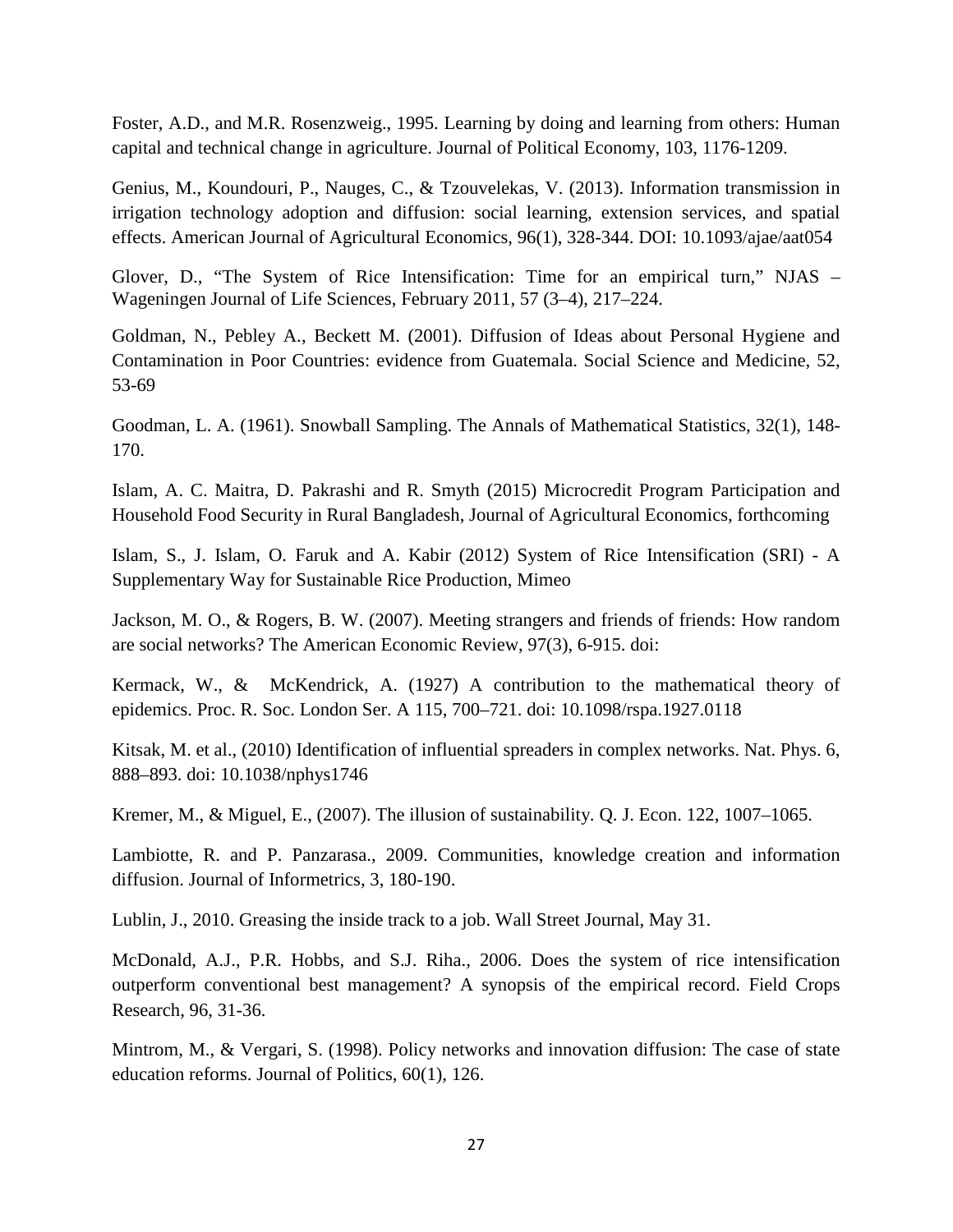Foster, A.D., and M.R. Rosenzweig., 1995. Learning by doing and learning from others: Human capital and technical change in agriculture. Journal of Political Economy, 103, 1176-1209.

Genius, M., Koundouri, P., Nauges, C., & Tzouvelekas, V. (2013). Information transmission in irrigation technology adoption and diffusion: social learning, extension services, and spatial effects. American Journal of Agricultural Economics, 96(1), 328-344. DOI: 10.1093/ajae/aat054

Glover, D., "The System of Rice Intensification: Time for an empirical turn," NJAS – Wageningen Journal of Life Sciences, February 2011, 57 (3–4), 217–224.

Goldman, N., Pebley A., Beckett M. (2001). Diffusion of Ideas about Personal Hygiene and Contamination in Poor Countries: evidence from Guatemala. Social Science and Medicine, 52, 53-69

Goodman, L. A. (1961). Snowball Sampling. The Annals of Mathematical Statistics, 32(1), 148-170.

Islam, A. C. Maitra, D. Pakrashi and R. Smyth (2015) Microcredit Program Participation and Household Food Security in Rural Bangladesh, Journal of Agricultural Economics, forthcoming

Islam, S., J. Islam, O. Faruk and A. Kabir (2012) System of Rice Intensification (SRI) - A Supplementary Way for Sustainable Rice Production, Mimeo

Jackson, M. O., & Rogers, B. W. (2007). Meeting strangers and friends of friends: How random are social networks? The American Economic Review, 97(3), 6-915. doi:

Kermack, W., & McKendrick, A. (1927) A contribution to the mathematical theory of epidemics. Proc. R. Soc. London Ser. A 115, 700–721. doi: 10.1098/rspa.1927.0118

Kitsak, M. et al., (2010) Identification of influential spreaders in complex networks. Nat. Phys. 6, 888–893. doi: 10.1038/nphys1746

Kremer, M., & Miguel, E., (2007). The illusion of sustainability. Q. J. Econ. 122, 1007–1065.

Lambiotte, R. and P. Panzarasa., 2009. Communities, knowledge creation and information diffusion. Journal of Informetrics, 3, 180-190.

Lublin, J., 2010. Greasing the inside track to a job. Wall Street Journal, May 31.

McDonald, A.J., P.R. Hobbs, and S.J. Riha., 2006. Does the system of rice intensification outperform conventional best management? A synopsis of the empirical record. Field Crops Research, 96, 31-36.

Mintrom, M., & Vergari, S. (1998). Policy networks and innovation diffusion: The case of state education reforms. Journal of Politics, 60(1), 126.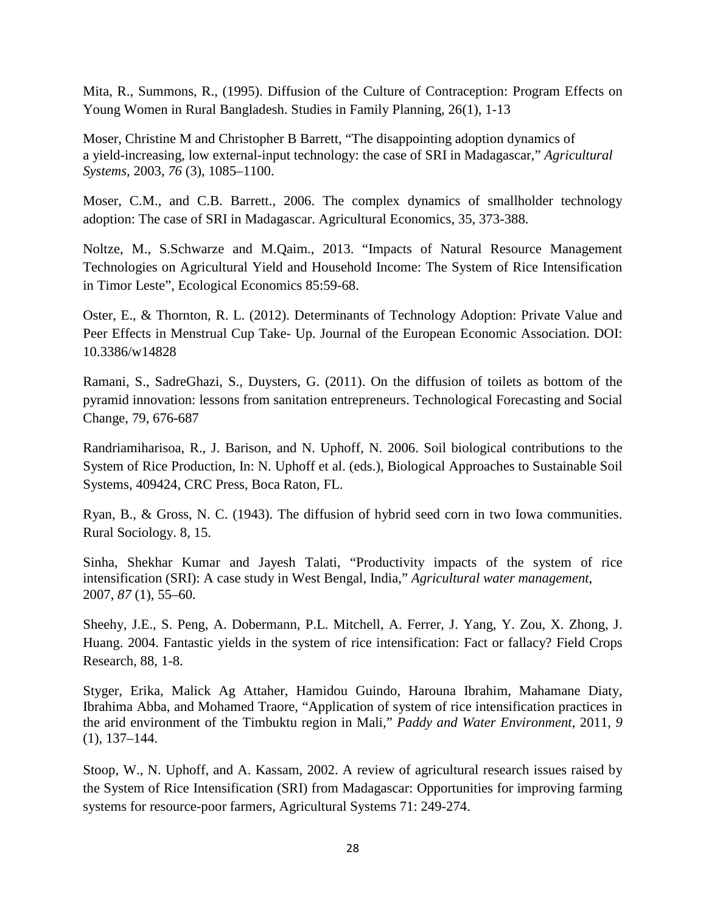Mita, R., Summons, R., (1995). Diffusion of the Culture of Contraception: Program Effects on Young Women in Rural Bangladesh. Studies in Family Planning, 26(1), 1-13

Moser, Christine M and Christopher B Barrett, "The disappointing adoption dynamics of a yield-increasing, low external-input technology: the case of SRI in Madagascar," *Agricultural Systems*, 2003, *76* (3), 1085–1100.

Moser, C.M., and C.B. Barrett., 2006. The complex dynamics of smallholder technology adoption: The case of SRI in Madagascar. Agricultural Economics, 35, 373-388.

Noltze, M., S.Schwarze and M.Qaim., 2013. "Impacts of Natural Resource Management Technologies on Agricultural Yield and Household Income: The System of Rice Intensification in Timor Leste", Ecological Economics 85:59-68.

Oster, E., & Thornton, R. L. (2012). Determinants of Technology Adoption: Private Value and Peer Effects in Menstrual Cup Take- Up. Journal of the European Economic Association. DOI: 10.3386/w14828

Ramani, S., SadreGhazi, S., Duysters, G. (2011). On the diffusion of toilets as bottom of the pyramid innovation: lessons from sanitation entrepreneurs. Technological Forecasting and Social Change, 79, 676-687

Randriamiharisoa, R., J. Barison, and N. Uphoff, N. 2006. Soil biological contributions to the System of Rice Production, In: N. Uphoff et al. (eds.), Biological Approaches to Sustainable Soil Systems, 409424, CRC Press, Boca Raton, FL.

Ryan, B., & Gross, N. C. (1943). The diffusion of hybrid seed corn in two Iowa communities. Rural Sociology. 8, 15.

Sinha, Shekhar Kumar and Jayesh Talati, "Productivity impacts of the system of rice intensification (SRI): A case study in West Bengal, India," *Agricultural water management*, 2007, *87* (1), 55–60.

Sheehy, J.E., S. Peng, A. Dobermann, P.L. Mitchell, A. Ferrer, J. Yang, Y. Zou, X. Zhong, J. Huang. 2004. Fantastic yields in the system of rice intensification: Fact or fallacy? Field Crops Research, 88, 1-8.

Styger, Erika, Malick Ag Attaher, Hamidou Guindo, Harouna Ibrahim, Mahamane Diaty, Ibrahima Abba, and Mohamed Traore, "Application of system of rice intensification practices in the arid environment of the Timbuktu region in Mali," *Paddy and Water Environment*, 2011, *9* (1), 137–144.

Stoop, W., N. Uphoff, and A. Kassam, 2002. A review of agricultural research issues raised by the System of Rice Intensification (SRI) from Madagascar: Opportunities for improving farming systems for resource-poor farmers, Agricultural Systems 71: 249-274.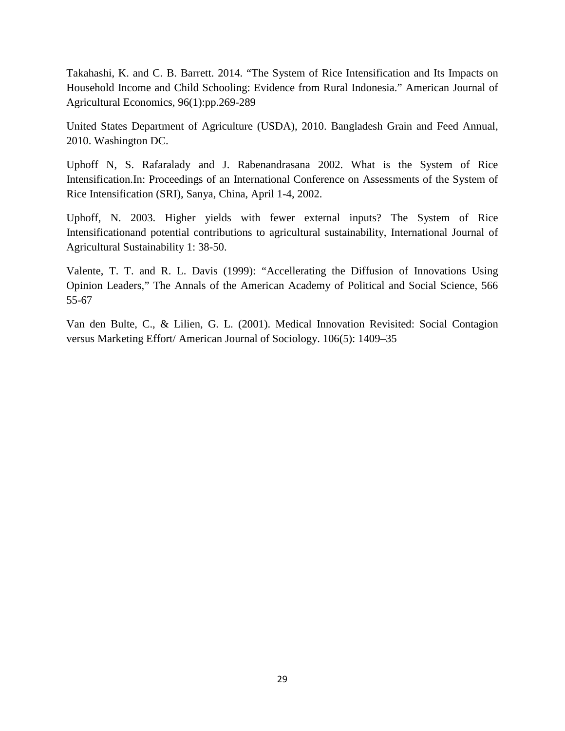Takahashi, K. and C. B. Barrett. 2014. "The System of Rice Intensification and Its Impacts on Household Income and Child Schooling: Evidence from Rural Indonesia." American Journal of Agricultural Economics, 96(1):pp.269-289

United States Department of Agriculture (USDA), 2010. Bangladesh Grain and Feed Annual, 2010. Washington DC.

Uphoff N, S. Rafaralady and J. Rabenandrasana 2002. What is the System of Rice Intensification.In: Proceedings of an International Conference on Assessments of the System of Rice Intensification (SRI), Sanya, China, April 1-4, 2002.

Uphoff, N. 2003. Higher yields with fewer external inputs? The System of Rice Intensificationand potential contributions to agricultural sustainability, International Journal of Agricultural Sustainability 1: 38-50.

Valente, T. T. and R. L. Davis (1999): "Accellerating the Diffusion of Innovations Using Opinion Leaders," The Annals of the American Academy of Political and Social Science, 566 55-67

Van den Bulte, C., & Lilien, G. L. (2001). Medical Innovation Revisited: Social Contagion versus Marketing Effort/ American Journal of Sociology. 106(5): 1409–35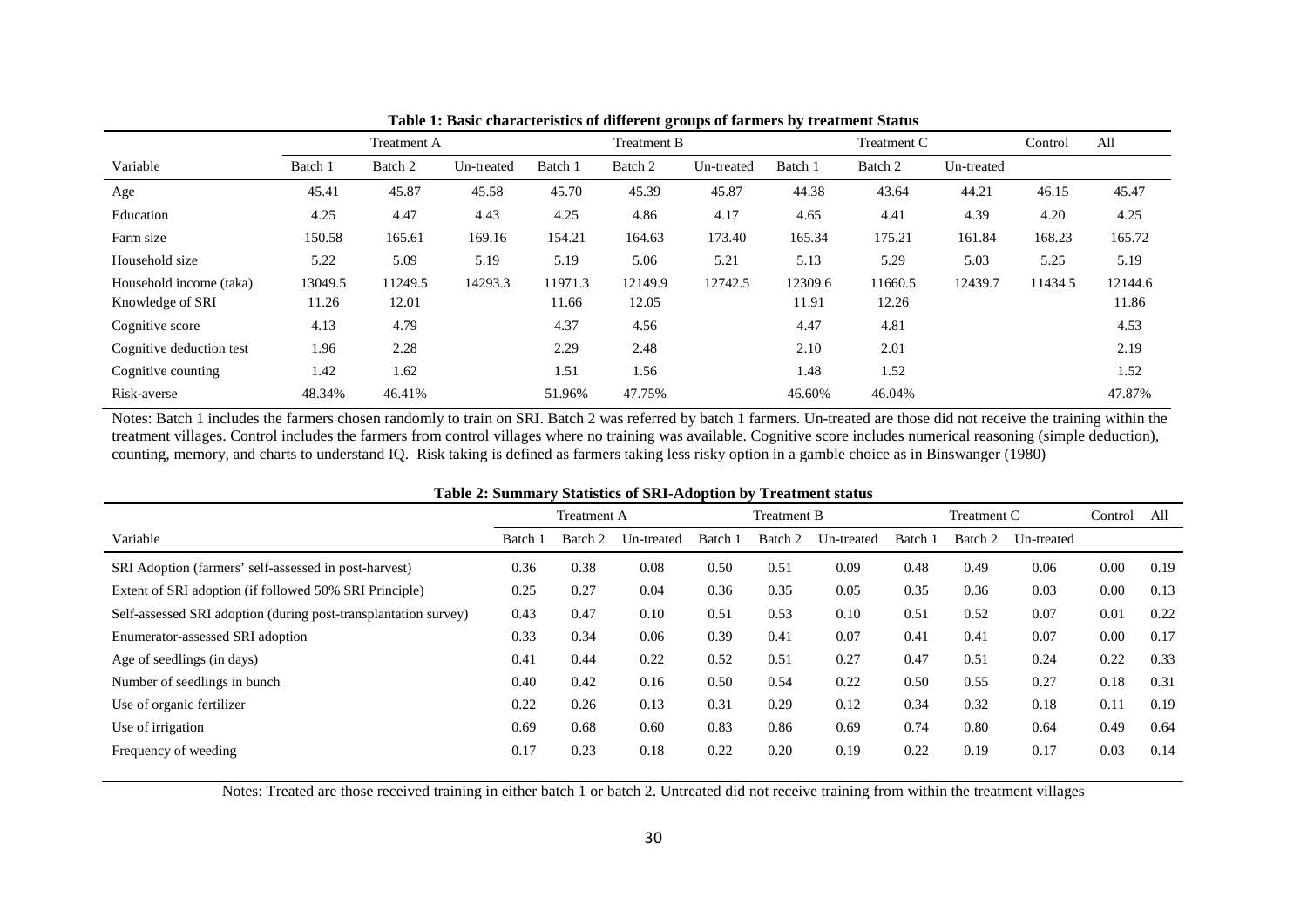**Table 1: Basic characteristics of different groups of farmers by treatment Status**

| | Treatment A | | | Treatment B | | | Treatment C | | | Control | All |
|---|---|---|---|---|---|---|---|---|---|---|---|
| Variable | Batch 1 | Batch 2 | Un-treated | Batch 1 | Batch 2 | Un-treated | Batch 1 | Batch 2 | Un-treated | | |
| Age | 45.41 | 45.87 | 45.58 | 45.70 | 45.39 | 45.87 | 44.38 | 43.64 | 44.21 | 46.15 | 45.47 |
| Education | 4.25 | 4.47 | 4.43 | 4.25 | 4.86 | 4.17 | 4.65 | 4.41 | 4.39 | 4.20 | 4.25 |
| Farm size | 150.58 | 165.61 | 169.16 | 154.21 | 164.63 | 173.40 | 165.34 | 175.21 | 161.84 | 168.23 | 165.72 |
| Household size | 5.22 | 5.09 | 5.19 | 5.19 | 5.06 | 5.21 | 5.13 | 5.29 | 5.03 | 5.25 | 5.19 |
| Household income (taka) | 13049.5 | 11249.5 | 14293.3 | 11971.3 | 12149.9 | 12742.5 | 12309.6 | 11660.5 | 12439.7 | 11434.5 | 12144.6 |
| Knowledge of SRI | 11.26 | 12.01 | | 11.66 | 12.05 | | 11.91 | 12.26 | | | 11.86 |
| Cognitive score | 4.13 | 4.79 | | 4.37 | 4.56 | | 4.47 | 4.81 | | | 4.53 |
| Cognitive deduction test | 1.96 | 2.28 | | 2.29 | 2.48 | | 2.10 | 2.01 | | | 2.19 |
| Cognitive counting | 1.42 | 1.62 | | 1.51 | 1.56 | | 1.48 | 1.52 | | | 1.52 |
| Risk-averse | 48.34% | 46.41% | | 51.96% | 47.75% | | 46.60% | 46.04% | | | 47.87% |

Notes: Batch 1 includes the farmers chosen randomly to train on SRI. Batch 2 was referred by batch 1 farmers. Un-treated are those did not receive the training within the treatment villages. Control includes the farmers from control villages where no training was available. Cognitive score includes numerical reasoning (simple deduction), counting, memory, and charts to understand IQ. Risk taking is defined as farmers taking less risky option in a gamble choice as in Binswanger (1980)

**Table 2: Summary Statistics of SRI-Adoption by Treatment status**

| | Treatment A | | | Treatment B | | | Treatment C | | | Control | All |
|---|---|---|---|---|---|---|---|---|---|---|---|
| Variable | Batch 1 | Batch 2 | Un-treated | Batch 1 | Batch 2 | Un-treated | Batch 1 | Batch 2 | Un-treated | | |
| SRI Adoption (farmers' self-assessed in post-harvest) | 0.36 | 0.38 | 0.08 | 0.50 | 0.51 | 0.09 | 0.48 | 0.49 | 0.06 | 0.00 | 0.19 |
| Extent of SRI adoption (if followed 50% SRI Principle) | 0.25 | 0.27 | 0.04 | 0.36 | 0.35 | 0.05 | 0.35 | 0.36 | 0.03 | 0.00 | 0.13 |
| Self-assessed SRI adoption (during post-transplantation survey) | 0.43 | 0.47 | 0.10 | 0.51 | 0.53 | 0.10 | 0.51 | 0.52 | 0.07 | 0.01 | 0.22 |
| Enumerator-assessed SRI adoption | 0.33 | 0.34 | 0.06 | 0.39 | 0.41 | 0.07 | 0.41 | 0.41 | 0.07 | 0.00 | 0.17 |
| Age of seedlings (in days) | 0.41 | 0.44 | 0.22 | 0.52 | 0.51 | 0.27 | 0.47 | 0.51 | 0.24 | 0.22 | 0.33 |
| Number of seedlings in bunch | 0.40 | 0.42 | 0.16 | 0.50 | 0.54 | 0.22 | 0.50 | 0.55 | 0.27 | 0.18 | 0.31 |
| Use of organic fertilizer | 0.22 | 0.26 | 0.13 | 0.31 | 0.29 | 0.12 | 0.34 | 0.32 | 0.18 | 0.11 | 0.19 |
| Use of irrigation | 0.69 | 0.68 | 0.60 | 0.83 | 0.86 | 0.69 | 0.74 | 0.80 | 0.64 | 0.49 | 0.64 |
| Frequency of weeding | 0.17 | 0.23 | 0.18 | 0.22 | 0.20 | 0.19 | 0.22 | 0.19 | 0.17 | 0.03 | 0.14 |

Notes: Treated are those received training in either batch 1 or batch 2. Untreated did not receive training from within the treatment villages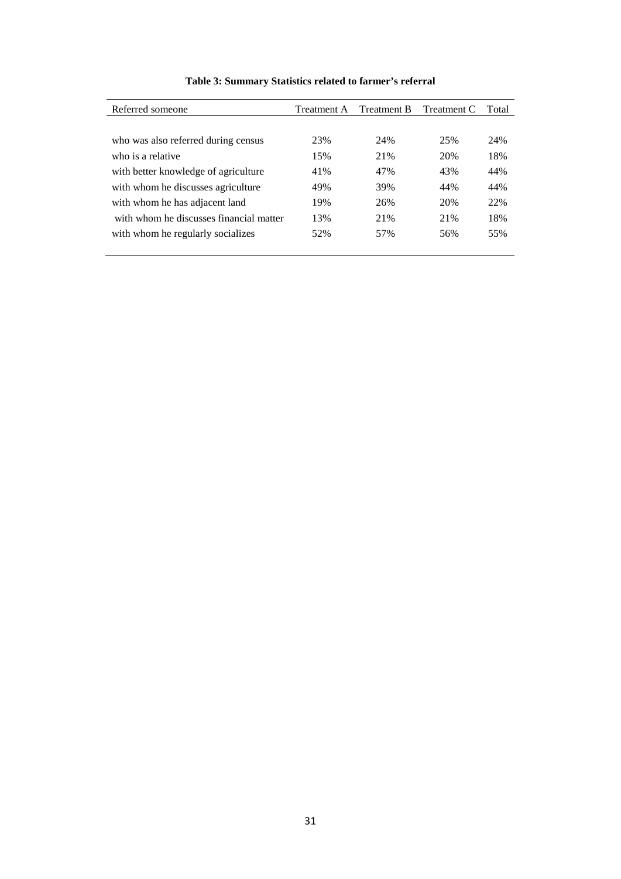**Table 3: Summary Statistics related to farmer's referral**

| Referred someone | Treatment A | Treatment B | Treatment C | Total |
|---|---|---|---|---|
| who was also referred during census | 23% | 24% | 25% | 24% |
| who is a relative | 15% | 21% | 20% | 18% |
| with better knowledge of agriculture | 41% | 47% | 43% | 44% |
| with whom he discusses agriculture | 49% | 39% | 44% | 44% |
| with whom he has adjacent land | 19% | 26% | 20% | 22% |
| with whom he discusses financial matter | 13% | 21% | 21% | 18% |
| with whom he regularly socializes | 52% | 57% | 56% | 55% |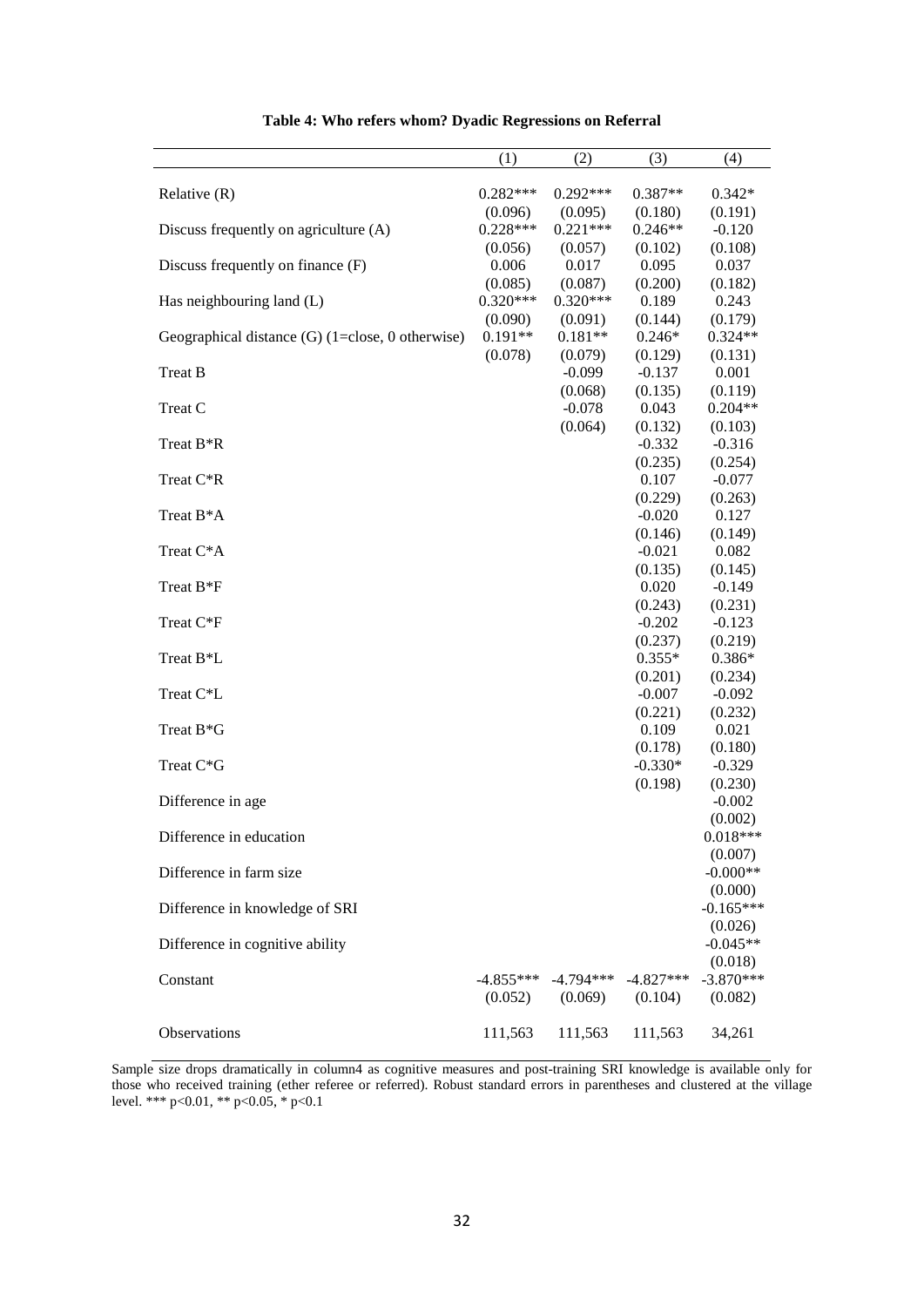**Table 4: Who refers whom? Dyadic Regressions on Referral**

| | (1) | (2) | (3) | (4) |
|---|---|---|---|---|
| Relative (R) | 0.282*** | 0.292*** | 0.387** | 0.342* |
| | (0.096) | (0.095) | (0.180) | (0.191) |
| Discuss frequently on agriculture (A) | 0.228*** | 0.221*** | 0.246** | -0.120 |
| | (0.056) | (0.057) | (0.102) | (0.108) |
| Discuss frequently on finance (F) | 0.006 | 0.017 | 0.095 | 0.037 |
| | (0.085) | (0.087) | (0.200) | (0.182) |
| Has neighbouring land (L) | 0.320*** | 0.320*** | 0.189 | 0.243 |
| | (0.090) | (0.091) | (0.144) | (0.179) |
| Geographical distance (G) (1=close, 0 otherwise) | 0.191** | 0.181** | 0.246* | 0.324** |
| | (0.078) | (0.079) | (0.129) | (0.131) |
| Treat B | | -0.099 | -0.137 | 0.001 |
| | | (0.068) | (0.135) | (0.119) |
| Treat C | | -0.078 | 0.043 | 0.204** |
| | | (0.064) | (0.132) | (0.103) |
| Treat B*R | | | -0.332 | -0.316 |
| | | | (0.235) | (0.254) |
| Treat C*R | | | 0.107 | -0.077 |
| | | | (0.229) | (0.263) |
| Treat B*A | | | -0.020 | 0.127 |
| | | | (0.146) | (0.149) |
| Treat C*A | | | -0.021 | 0.082 |
| | | | (0.135) | (0.145) |
| Treat B*F | | | 0.020 | -0.149 |
| | | | (0.243) | (0.231) |
| Treat C*F | | | -0.202 | -0.123 |
| | | | (0.237) | (0.219) |
| Treat B*L | | | 0.355* | 0.386* |
| | | | (0.201) | (0.234) |
| Treat C*L | | | -0.007 | -0.092 |
| | | | (0.221) | (0.232) |
| Treat B*G | | | 0.109 | 0.021 |
| | | | (0.178) | (0.180) |
| Treat C*G | | | -0.330* | -0.329 |
| | | | (0.198) | (0.230) |
| Difference in age | | | | -0.002 |
| | | | | (0.002) |
| Difference in education | | | | 0.018*** |
| | | | | (0.007) |
| Difference in farm size | | | | -0.000** |
| | | | | (0.000) |
| Difference in knowledge of SRI | | | | -0.165*** |
| | | | | (0.026) |
| Difference in cognitive ability | | | | -0.045** |
| | | | | (0.018) |
| Constant | -4.855*** | -4.794*** | -4.827*** | -3.870*** |
| | (0.052) | (0.069) | (0.104) | (0.082) |
| Observations | 111,563 | 111,563 | 111,563 | 34,261 |

Sample size drops dramatically in column4 as cognitive measures and post-training SRI knowledge is available only for those who received training (ether referee or referred). Robust standard errors in parentheses and clustered at the village level. *** p<0.01, ** p<0.05, * p<0.1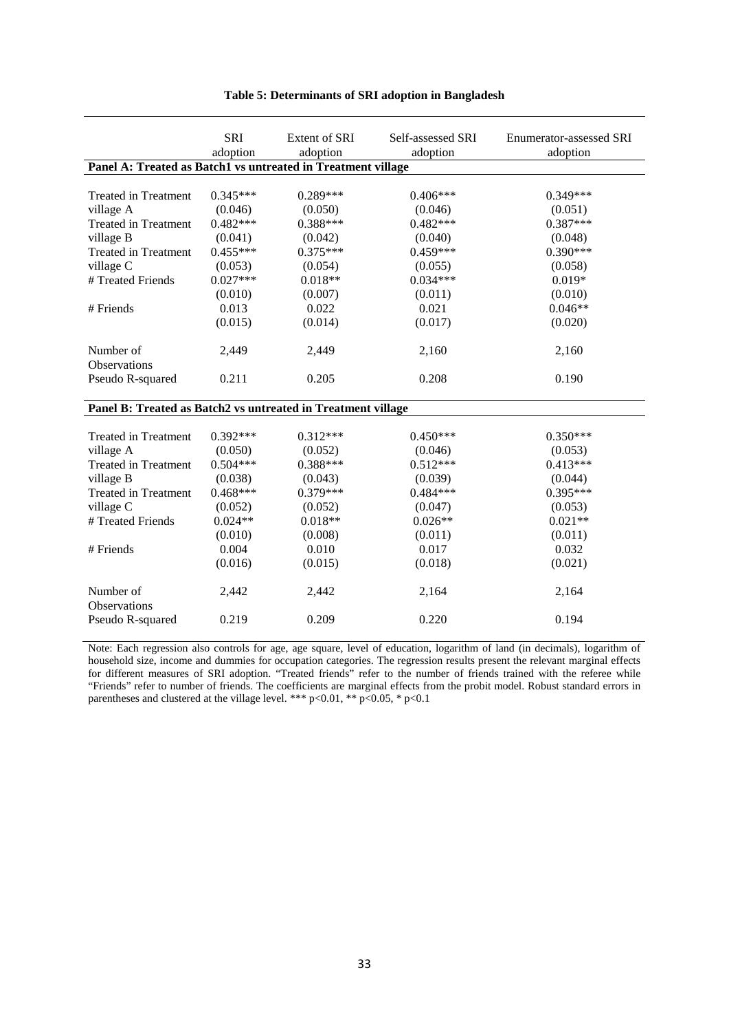**Table 5: Determinants of SRI adoption in Bangladesh**

| | SRI adoption | Extent of SRI adoption | Self-assessed SRI adoption | Enumerator-assessed SRI adoption |
|---|---|---|---|---|
| **Panel A: Treated as Batch1 vs untreated in Treatment village** | | | | |
| Treated in Treatment village A | 0.345*** | 0.289*** | 0.406*** | 0.349*** |
| | (0.046) | (0.050) | (0.046) | (0.051) |
| Treated in Treatment village B | 0.482*** | 0.388*** | 0.482*** | 0.387*** |
| | (0.041) | (0.042) | (0.040) | (0.048) |
| Treated in Treatment village C | 0.455*** | 0.375*** | 0.459*** | 0.390*** |
| | (0.053) | (0.054) | (0.055) | (0.058) |
| # Treated Friends | 0.027*** | 0.018** | 0.034*** | 0.019* |
| | (0.010) | (0.007) | (0.011) | (0.010) |
| # Friends | 0.013 | 0.022 | 0.021 | 0.046** |
| | (0.015) | (0.014) | (0.017) | (0.020) |
| Number of Observations | 2,449 | 2,449 | 2,160 | 2,160 |
| Pseudo R-squared | 0.211 | 0.205 | 0.208 | 0.190 |
| **Panel B: Treated as Batch2 vs untreated in Treatment village** | | | | |
| Treated in Treatment village A | 0.392*** | 0.312*** | 0.450*** | 0.350*** |
| | (0.050) | (0.052) | (0.046) | (0.053) |
| Treated in Treatment village B | 0.504*** | 0.388*** | 0.512*** | 0.413*** |
| | (0.038) | (0.043) | (0.039) | (0.044) |
| Treated in Treatment village C | 0.468*** | 0.379*** | 0.484*** | 0.395*** |
| | (0.052) | (0.052) | (0.047) | (0.053) |
| # Treated Friends | 0.024** | 0.018** | 0.026** | 0.021** |
| | (0.010) | (0.008) | (0.011) | (0.011) |
| # Friends | 0.004 | 0.010 | 0.017 | 0.032 |
| | (0.016) | (0.015) | (0.018) | (0.021) |
| Number of Observations | 2,442 | 2,442 | 2,164 | 2,164 |
| Pseudo R-squared | 0.219 | 0.209 | 0.220 | 0.194 |

Note: Each regression also controls for age, age square, level of education, logarithm of land (in decimals), logarithm of household size, income and dummies for occupation categories. The regression results present the relevant marginal effects for different measures of SRI adoption. "Treated friends" refer to the number of friends trained with the referee while "Friends" refer to number of friends. The coefficients are marginal effects from the probit model. Robust standard errors in parentheses and clustered at the village level. *** $p<0.01$, ** $p<0.05$, * $p<0.1$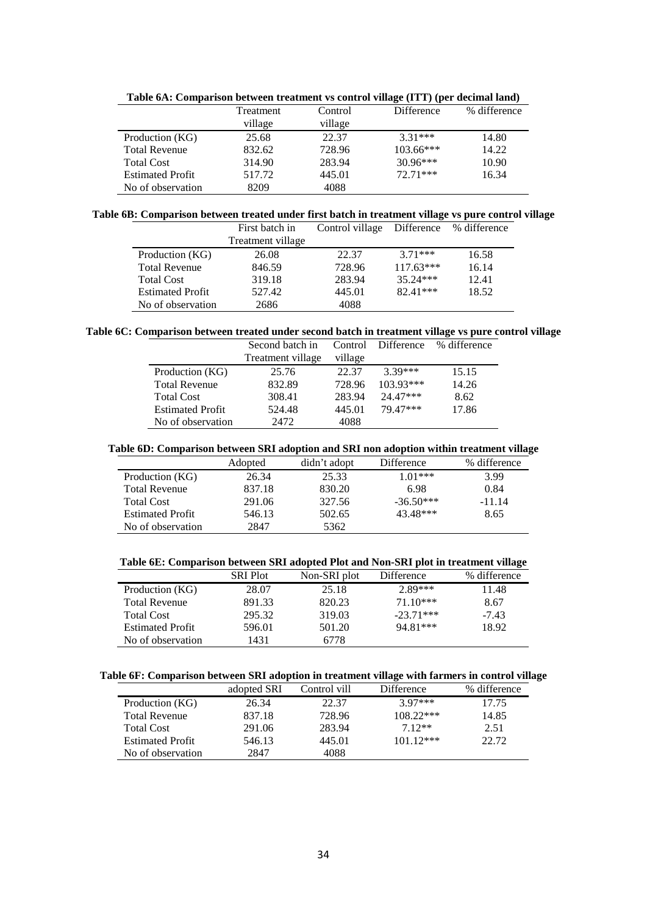**Table 6A: Comparison between treatment vs control village (ITT) (per decimal land)**

| | Treatment village | Control village | Difference | % difference |
|---|---|---|---|---|
| Production (KG) | 25.68 | 22.37 | 3.31*** | 14.80 |
| Total Revenue | 832.62 | 728.96 | 103.66*** | 14.22 |
| Total Cost | 314.90 | 283.94 | 30.96*** | 10.90 |
| Estimated Profit | 517.72 | 445.01 | 72.71*** | 16.34 |
| No of observation | 8209 | 4088 | | |

**Table 6B: Comparison between treated under first batch in treatment village vs pure control village**

| | First batch in Treatment village | Control village | Difference | % difference |
|---|---|---|---|---|
| Production (KG) | 26.08 | 22.37 | 3.71*** | 16.58 |
| Total Revenue | 846.59 | 728.96 | 117.63*** | 16.14 |
| Total Cost | 319.18 | 283.94 | 35.24*** | 12.41 |
| Estimated Profit | 527.42 | 445.01 | 82.41*** | 18.52 |
| No of observation | 2686 | 4088 | | |

**Table 6C: Comparison between treated under second batch in treatment village vs pure control village**

| | Second batch in Treatment village | Control village | Difference | % difference |
|---|---|---|---|---|
| Production (KG) | 25.76 | 22.37 | 3.39*** | 15.15 |
| Total Revenue | 832.89 | 728.96 | 103.93*** | 14.26 |
| Total Cost | 308.41 | 283.94 | 24.47*** | 8.62 |
| Estimated Profit | 524.48 | 445.01 | 79.47*** | 17.86 |
| No of observation | 2472 | 4088 | | |

**Table 6D: Comparison between SRI adoption and SRI non adoption within treatment village**

| | Adopted | didn't adopt | Difference | % difference |
|---|---|---|---|---|
| Production (KG) | 26.34 | 25.33 | 1.01*** | 3.99 |
| Total Revenue | 837.18 | 830.20 | 6.98 | 0.84 |
| Total Cost | 291.06 | 327.56 | -36.50*** | -11.14 |
| Estimated Profit | 546.13 | 502.65 | 43.48*** | 8.65 |
| No of observation | 2847 | 5362 | | |

**Table 6E: Comparison between SRI adopted Plot and Non-SRI plot in treatment village**

| | SRI Plot | Non-SRI plot | Difference | % difference |
|---|---|---|---|---|
| Production (KG) | 28.07 | 25.18 | 2.89*** | 11.48 |
| Total Revenue | 891.33 | 820.23 | 71.10*** | 8.67 |
| Total Cost | 295.32 | 319.03 | -23.71*** | -7.43 |
| Estimated Profit | 596.01 | 501.20 | 94.81*** | 18.92 |
| No of observation | 1431 | 6778 | | |

**Table 6F: Comparison between SRI adoption in treatment village with farmers in control village**

| | adopted SRI | Control vill | Difference | % difference |
|---|---|---|---|---|
| Production (KG) | 26.34 | 22.37 | 3.97*** | 17.75 |
| Total Revenue | 837.18 | 728.96 | 108.22*** | 14.85 |
| Total Cost | 291.06 | 283.94 | 7.12** | 2.51 |
| Estimated Profit | 546.13 | 445.01 | 101.12*** | 22.72 |
| No of observation | 2847 | 4088 | | |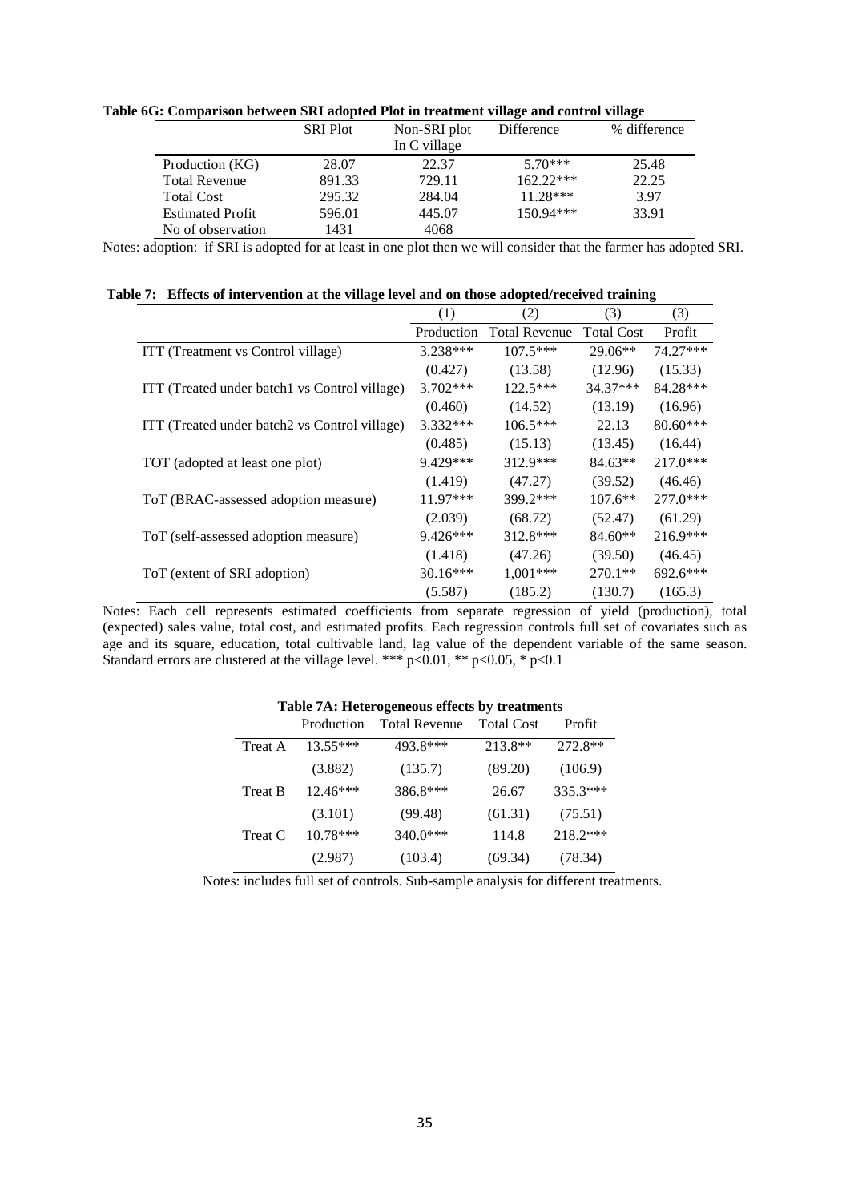**Table 6G: Comparison between SRI adopted Plot in treatment village and control village**

| | SRI Plot | Non-SRI plot In C village | Difference | % difference |
|---|---|---|---|---|
| Production (KG) | 28.07 | 22.37 | 5.70*** | 25.48 |
| Total Revenue | 891.33 | 729.11 | 162.22*** | 22.25 |
| Total Cost | 295.32 | 284.04 | 11.28*** | 3.97 |
| Estimated Profit | 596.01 | 445.07 | 150.94*** | 33.91 |
| No of observation | 1431 | 4068 | | |

Notes: adoption: if SRI is adopted for at least in one plot then we will consider that the farmer has adopted SRI.

**Table 7: Effects of intervention at the village level and on those adopted/received training**

| | (1) | (2) | (3) | (3) |
|---|---|---|---|---|
| | Production | Total Revenue | Total Cost | Profit |
| ITT (Treatment vs Control village) | 3.238*** | 107.5*** | 29.06** | 74.27*** |
| | (0.427) | (13.58) | (12.96) | (15.33) |
| ITT (Treated under batch1 vs Control village) | 3.702*** | 122.5*** | 34.37*** | 84.28*** |
| | (0.460) | (14.52) | (13.19) | (16.96) |
| ITT (Treated under batch2 vs Control village) | 3.332*** | 106.5*** | 22.13 | 80.60*** |
| | (0.485) | (15.13) | (13.45) | (16.44) |
| TOT (adopted at least one plot) | 9.429*** | 312.9*** | 84.63** | 217.0*** |
| | (1.419) | (47.27) | (39.52) | (46.46) |
| ToT (BRAC-assessed adoption measure) | 11.97*** | 399.2*** | 107.6** | 277.0*** |
| | (2.039) | (68.72) | (52.47) | (61.29) |
| ToT (self-assessed adoption measure) | 9.426*** | 312.8*** | 84.60** | 216.9*** |
| | (1.418) | (47.26) | (39.50) | (46.45) |
| ToT (extent of SRI adoption) | 30.16*** | 1,001*** | 270.1** | 692.6*** |
| | (5.587) | (185.2) | (130.7) | (165.3) |

Notes: Each cell represents estimated coefficients from separate regression of yield (production), total (expected) sales value, total cost, and estimated profits. Each regression controls full set of covariates such as age and its square, education, total cultivable land, lag value of the dependent variable of the same season. Standard errors are clustered at the village level. *** p<0.01, ** p<0.05, * p<0.1

**Table 7A: Heterogeneous effects by treatments**

| | Production | Total Revenue | Total Cost | Profit |
|---|---|---|---|---|
| Treat A | 13.55*** | 493.8*** | 213.8** | 272.8** |
| | (3.882) | (135.7) | (89.20) | (106.9) |
| Treat B | 12.46*** | 386.8*** | 26.67 | 335.3*** |
| | (3.101) | (99.48) | (61.31) | (75.51) |
| Treat C | 10.78*** | 340.0*** | 114.8 | 218.2*** |
| | (2.987) | (103.4) | (69.34) | (78.34) |

Notes: includes full set of controls. Sub-sample analysis for different treatments.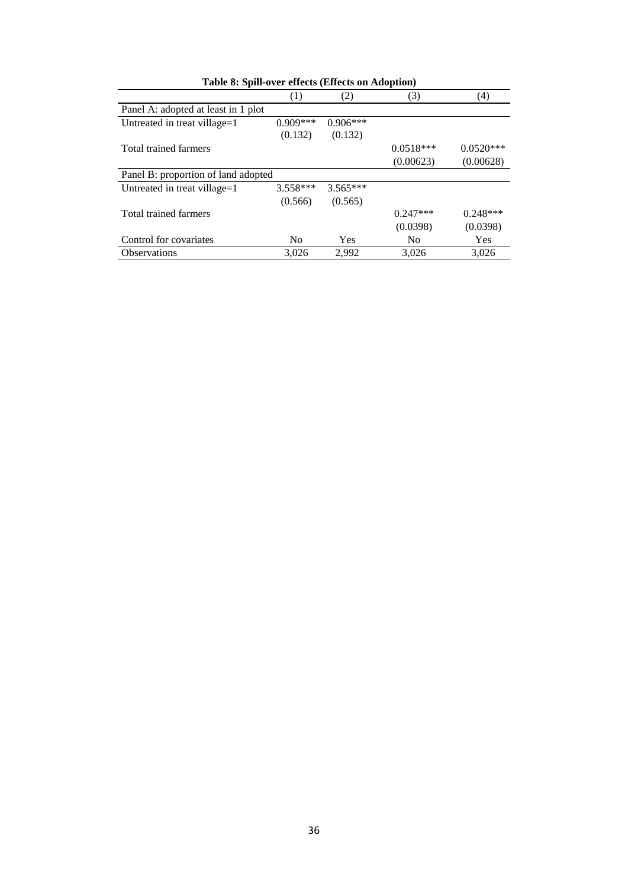**Table 8: Spill-over effects (Effects on Adoption)**

| | (1) | (2) | (3) | (4) |
|---|---|---|---|---|
| Panel A: adopted at least in 1 plot | | | | |
| Untreated in treat village=1 | 0.909*** | 0.906*** | | |
| | (0.132) | (0.132) | | |
| Total trained farmers | | | 0.0518*** | 0.0520*** |
| | | | (0.00623) | (0.00628) |
| Panel B: proportion of land adopted | | | | |
| Untreated in treat village=1 | 3.558*** | 3.565*** | | |
| | (0.566) | (0.565) | | |
| Total trained farmers | | | 0.247*** | 0.248*** |
| | | | (0.0398) | (0.0398) |
| Control for covariates | No | Yes | No | Yes |
| Observations | 3,026 | 2,992 | 3,026 | 3,026 |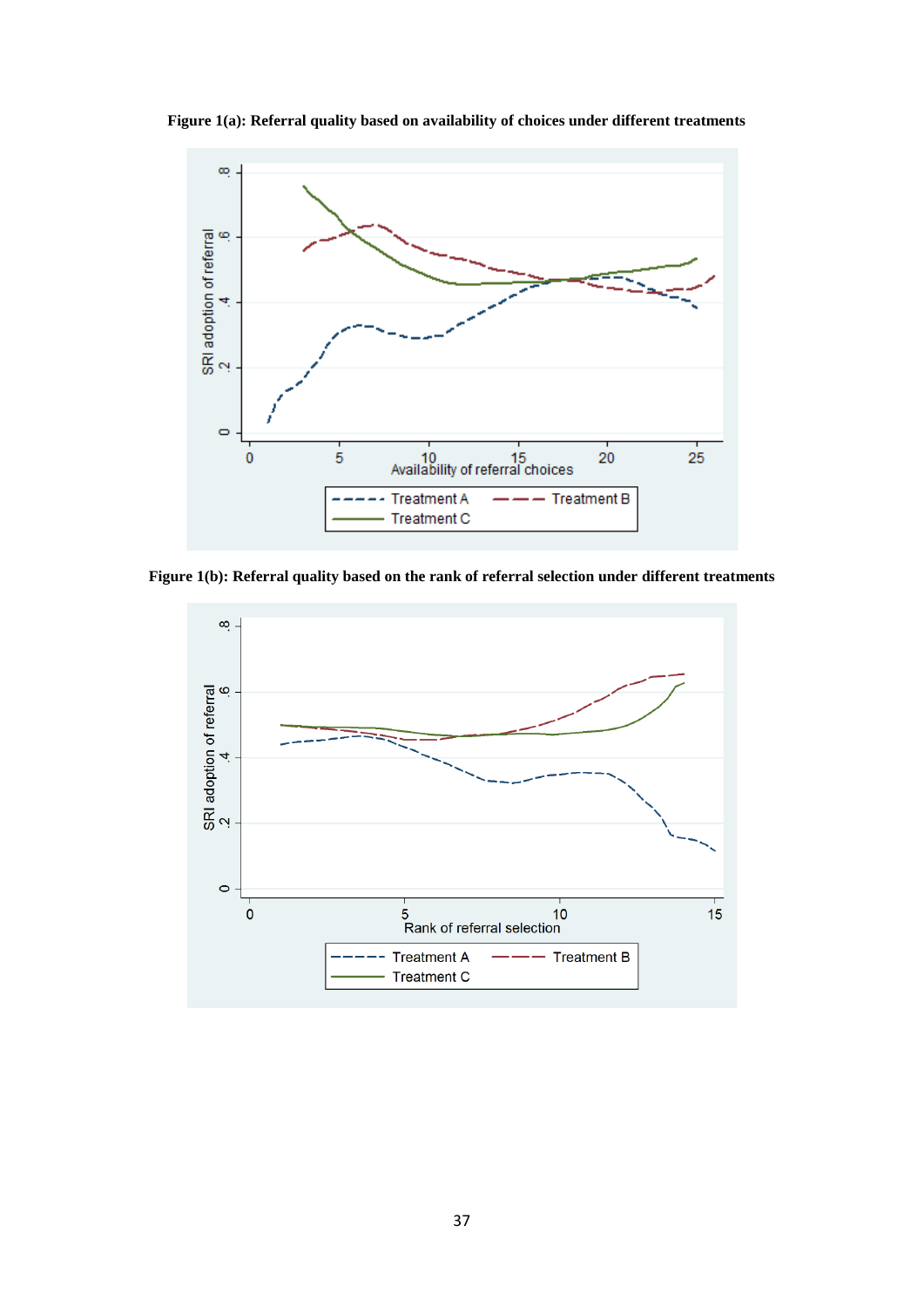**Figure 1(a): Referral quality based on availability of choices under different treatments**

SRI adoption of referral

0 .2 .4 .6 .8

0 5 10 15 20 25

Availability of referral choices

Treatment A
Treatment B
Treatment C

**Figure 1(b): Referral quality based on the rank of referral selection under different treatments**

SRI adoption of referral

0 .2 .4 .6 .8

0 5 10 15

Rank of referral selection

Treatment A
Treatment B
Treatment C